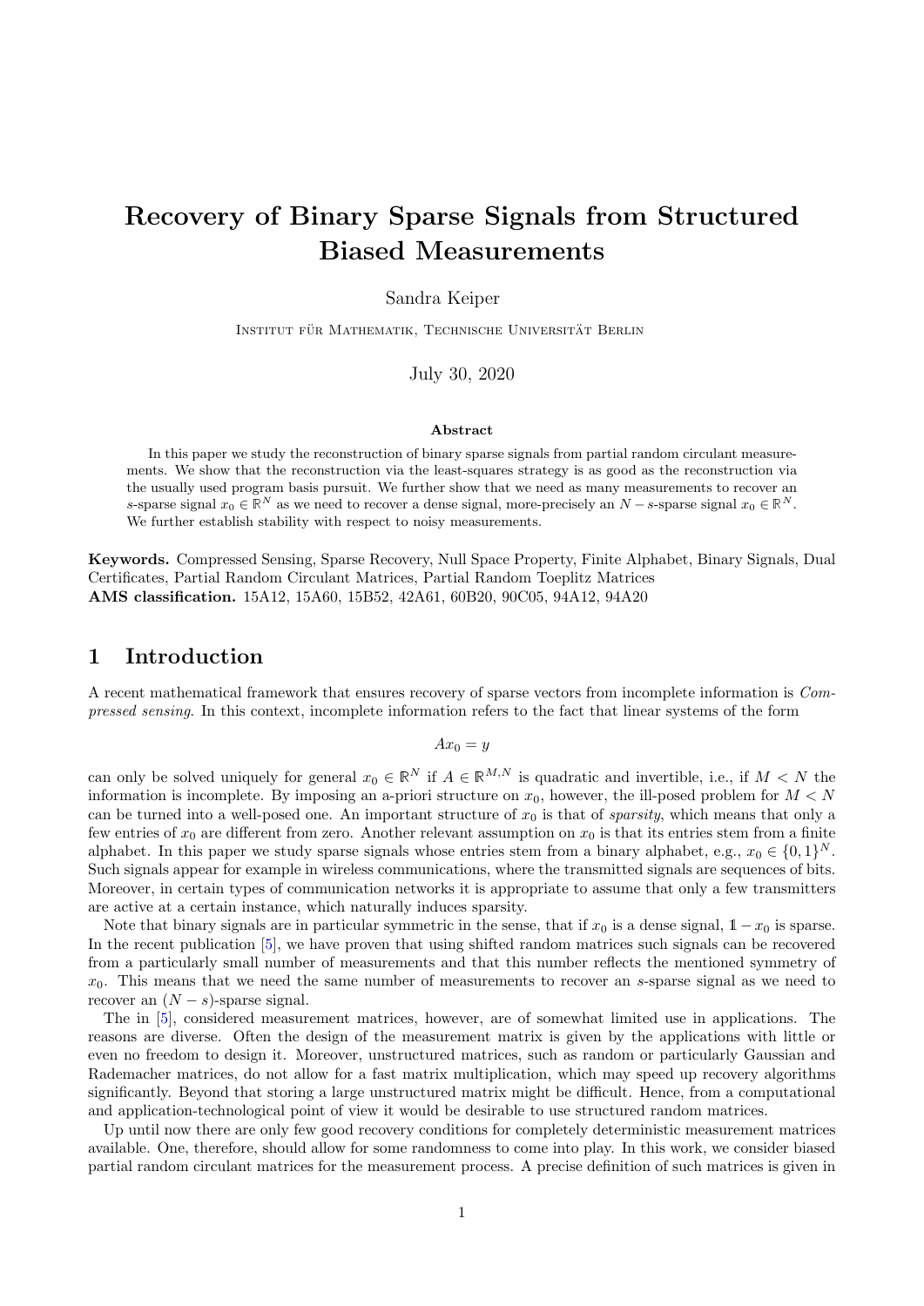# Recovery of Binary Sparse Signals from Structured Biased Measurements

Sandra Keiper

Institut für Mathematik, Technische Universität Berlin

July 30, 2020

### Abstract

In this paper we study the reconstruction of binary sparse signals from partial random circulant measurements. We show that the reconstruction via the least-squares strategy is as good as the reconstruction via the usually used program basis pursuit. We further show that we need as many measurements to recover an $s$-sparse signal $x_0 \in \mathbb{R}^N$ as we need to recover a dense signal, more-precisely an $N-s$-sparse signal $x_0 \in \mathbb{R}^N$. We further establish stability with respect to noisy measurements.

**Keywords.** Compressed Sensing, Sparse Recovery, Null Space Property, Finite Alphabet, Binary Signals, Dual Certificates, Partial Random Circulant Matrices, Partial Random Toeplitz Matrices

**AMS classification.** 15A12, 15A60, 15B52, 42A61, 60B20, 90C05, 94A12, 94A20

## 1 Introduction

A recent mathematical framework that ensures recovery of sparse vectors from incomplete information is *Compressed sensing*. In this context, incomplete information refers to the fact that linear systems of the form

$$Ax_0 = y$$

can only be solved uniquely for general $x_0 \in \mathbb{R}^N$ if $A \in \mathbb{R}^{M,N}$ is quadratic and invertible, i.e., if $M < N$ the information is incomplete. By imposing an a-priori structure on $x_0$, however, the ill-posed problem for $M < N$ can be turned into a well-posed one. An important structure of $x_0$ is that of *sparsity*, which means that only a few entries of $x_0$ are different from zero. Another relevant assumption on $x_0$ is that its entries stem from a finite alphabet. In this paper we study sparse signals whose entries stem from a binary alphabet, e.g., $x_0 \in \{0,1\}^N$. Such signals appear for example in wireless communications, where the transmitted signals are sequences of bits. Moreover, in certain types of communication networks it is appropriate to assume that only a few transmitters are active at a certain instance, which naturally induces sparsity.

Note that binary signals are in particular symmetric in the sense, that if $x_0$ is a dense signal, $\mathbb{1} - x_0$ is sparse. In the recent publication [5], we have proven that using shifted random matrices such signals can be recovered from a particularly small number of measurements and that this number reflects the mentioned symmetry of $x_0$. This means that we need the same number of measurements to recover an $s$-sparse signal as we need to recover an $(N-s)$-sparse signal.

The in [5], considered measurement matrices, however, are of somewhat limited use in applications. The reasons are diverse. Often the design of the measurement matrix is given by the applications with little or even no freedom to design it. Moreover, unstructured matrices, such as random or particularly Gaussian and Rademacher matrices, do not allow for a fast matrix multiplication, which may speed up recovery algorithms significantly. Beyond that storing a large unstructured matrix might be difficult. Hence, from a computational and application-technological point of view it would be desirable to use structured random matrices.

Up until now there are only few good recovery conditions for completely deterministic measurement matrices available. One, therefore, should allow for some randomness to come into play. In this work, we consider biased partial random circulant matrices for the measurement process. A precise definition of such matrices is given in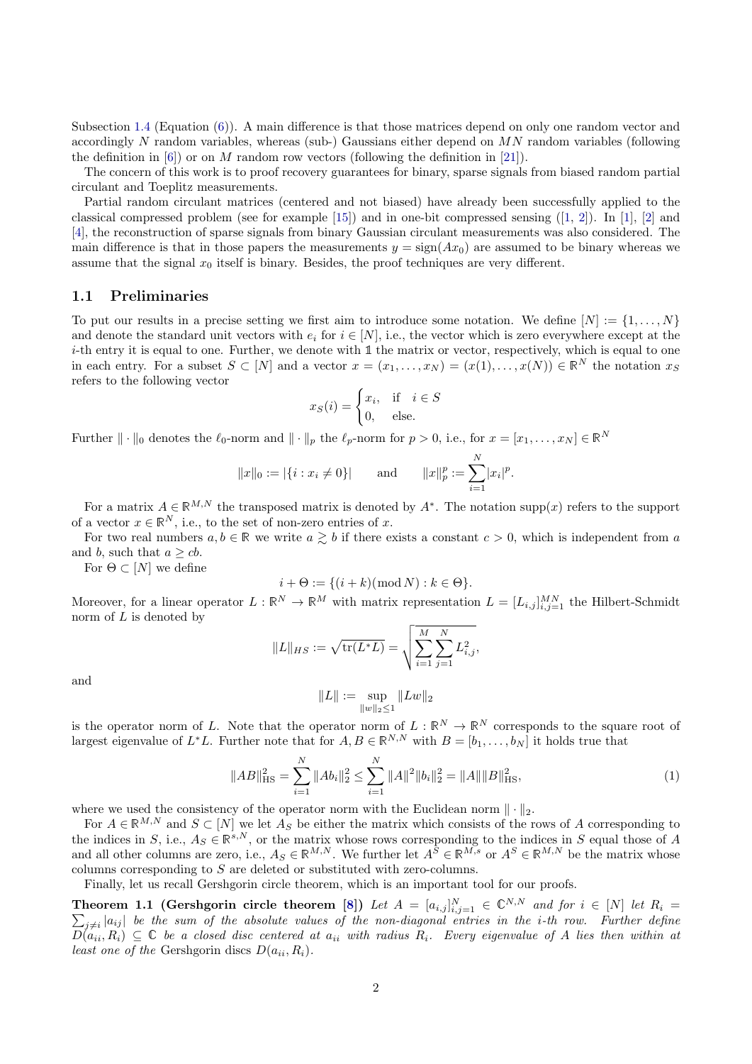Subsection 1.4 (Equation (6)). A main difference is that those matrices depend on only one random vector and accordingly $N$ random variables, whereas (sub-) Gaussians either depend on $MN$ random variables (following the definition in [6]) or on $M$ random row vectors (following the definition in [21]).

The concern of this work is to proof recovery guarantees for binary, sparse signals from biased random partial circulant and Toeplitz measurements.

Partial random circulant matrices (centered and not biased) have already been successfully applied to the classical compressed problem (see for example [15]) and in one-bit compressed sensing ([1, 2]). In [1], [2] and [4], the reconstruction of sparse signals from binary Gaussian circulant measurements was also considered. The main difference is that in those papers the measurements $y = \text{sign}(Ax_0)$ are assumed to be binary whereas we assume that the signal $x_0$ itself is binary. Besides, the proof techniques are very different.

## 1.1 Preliminaries

To put our results in a precise setting we first aim to introduce some notation. We define $[N] := \{1, \ldots, N\}$ and denote the standard unit vectors with $e_i$ for $i \in [N]$, i.e., the vector which is zero everywhere except at the $i$-th entry it is equal to one. Further, we denote with $\mathbb{1}$ the matrix or vector, respectively, which is equal to one in each entry. For a subset $S \subset [N]$ and a vector $x = (x_1, \ldots, x_N) = (x(1), \ldots, x(N)) \in \mathbb{R}^N$ the notation $x_S$ refers to the following vector

$$x_S(i) = \begin{cases} x_i, & \text{if} \quad i \in S \\ 0, & \text{else.} \end{cases}$$

Further $\|\cdot\|_0$ denotes the $\ell_0$-norm and $\|\cdot\|_p$ the $\ell_p$-norm for $p > 0$, i.e., for $x = [x_1, \ldots, x_N] \in \mathbb{R}^N$

$$\|x\|_0 := |\{i : x_i \neq 0\}| \qquad \text{and} \qquad \|x\|_p^p := \sum_{i=1}^N |x_i|^p.$$

For a matrix $A \in \mathbb{R}^{M,N}$ the transposed matrix is denoted by $A^*$. The notation $\text{supp}(x)$ refers to the support of a vector $x \in \mathbb{R}^N$, i.e., to the set of non-zero entries of $x$.

For two real numbers $a, b \in \mathbb{R}$ we write $a \gtrsim b$ if there exists a constant $c > 0$, which is independent from $a$ and $b$, such that $a \geq cb$.

For $\Theta \subset [N]$ we define

$$i + \Theta := \{(i + k)(\text{mod}\, N) : k \in \Theta\}.$$

Moreover, for a linear operator $L : \mathbb{R}^N \to \mathbb{R}^M$ with matrix representation $L = [L_{i,j}]_{i,j=1}^{MN}$ the Hilbert-Schmidt norm of $L$ is denoted by

$$\|L\|_{HS} := \sqrt{\text{tr}(L^*L)} = \sqrt{\sum_{i=1}^M \sum_{j=1}^N L_{i,j}^2},$$

and

$$\|L\| := \sup_{\|w\|_2 \leq 1} \|Lw\|_2$$

is the operator norm of $L$. Note that the operator norm of $L : \mathbb{R}^N \to \mathbb{R}^N$ corresponds to the square root of largest eigenvalue of $L^*L$. Further note that for $A, B \in \mathbb{R}^{N,N}$ with $B = [b_1, \ldots, b_N]$ it holds true that

$$\|AB\|_{\text{HS}}^2 = \sum_{i=1}^N \|Ab_i\|_2^2 \leq \sum_{i=1}^N \|A\|^2 \|b_i\|_2^2 = \|A\| \|B\|_{\text{HS}}^2, \tag{1}$$

where we used the consistency of the operator norm with the Euclidean norm $\|\cdot\|_2$.

For $A \in \mathbb{R}^{M,N}$ and $S \subset [N]$ we let $A_S$ be either the matrix which consists of the rows of $A$ corresponding to the indices in $S$, i.e., $A_S \in \mathbb{R}^{s,N}$, or the matrix whose rows corresponding to the indices in $S$ equal those of $A$ and all other columns are zero, i.e., $A_S \in \mathbb{R}^{M,N}$. We further let $A^S \in \mathbb{R}^{M,s}$ or $A^S \in \mathbb{R}^{M,N}$ be the matrix whose columns corresponding to $S$ are deleted or substituted with zero-columns.

Finally, let us recall Gershgorin circle theorem, which is an important tool for our proofs.

**Theorem 1.1 (Gershgorin circle theorem [8])** *Let $A = [a_{i,j}]_{i,j=1}^N \in \mathbb{C}^{N,N}$ and for $i \in [N]$ let $R_i = \sum_{j \neq i} |a_{ij}|$ be the sum of the absolute values of the non-diagonal entries in the $i$-th row. Further define $D(a_{ii}, R_i) \subseteq \mathbb{C}$ be a closed disc centered at $a_{ii}$ with radius $R_i$. Every eigenvalue of $A$ lies then within at least one of the* Gershgorin discs $D(a_{ii}, R_i)$.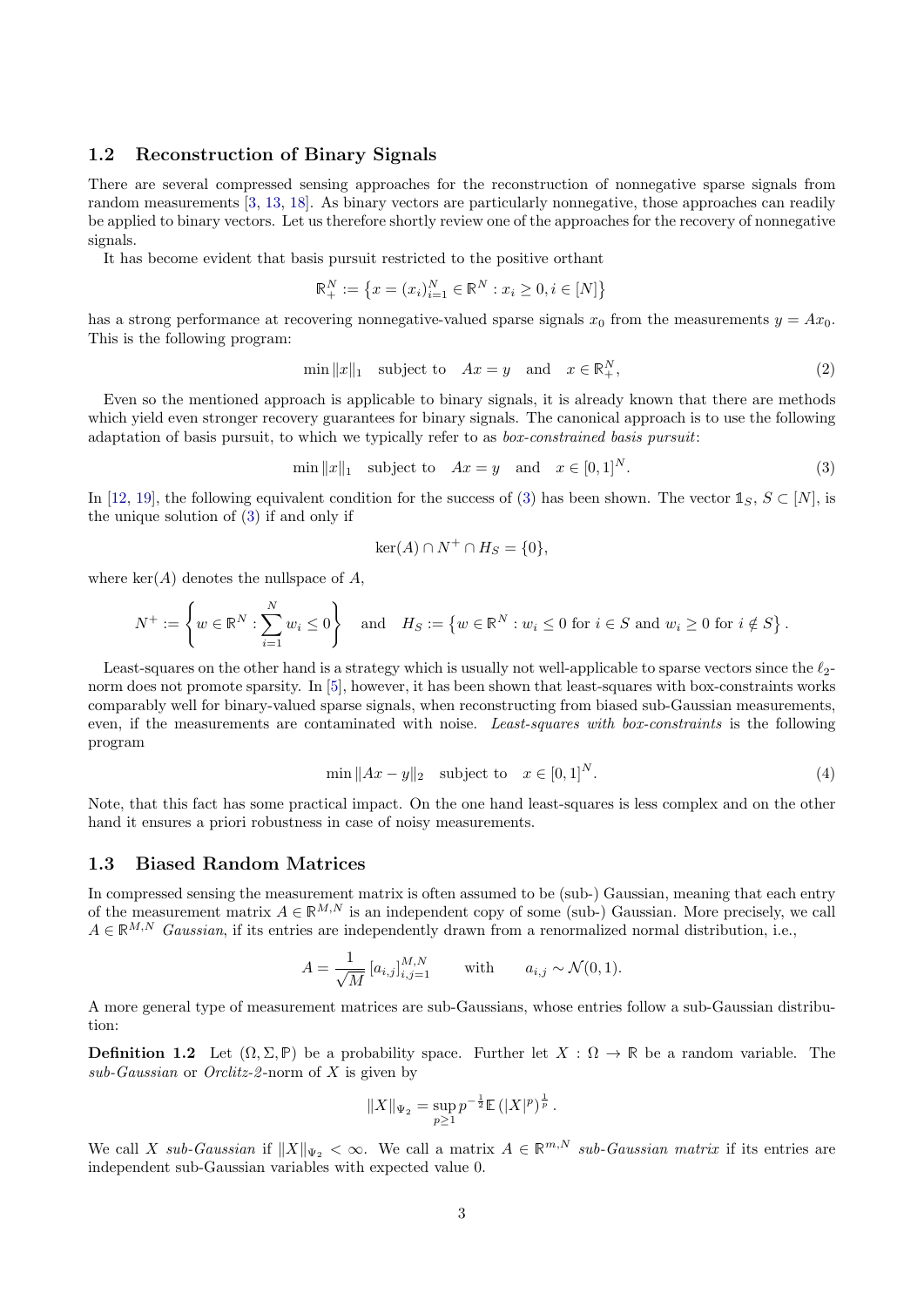### 1.2 Reconstruction of Binary Signals

There are several compressed sensing approaches for the reconstruction of nonnegative sparse signals from random measurements [3, 13, 18]. As binary vectors are particularly nonnegative, those approaches can readily be applied to binary vectors. Let us therefore shortly review one of the approaches for the recovery of nonnegative signals.

It has become evident that basis pursuit restricted to the positive orthant

$$\mathbb{R}_+^N := \left\{ x = (x_i)_{i=1}^N \in \mathbb{R}^N : x_i \geq 0, i \in [N] \right\}$$

has a strong performance at recovering nonnegative-valued sparse signals $x_0$ from the measurements $y = Ax_0$. This is the following program:

$$\min \|x\|_1 \quad \text{subject to} \quad Ax = y \quad \text{and} \quad x \in \mathbb{R}_+^N, \tag{2}$$

Even so the mentioned approach is applicable to binary signals, it is already known that there are methods which yield even stronger recovery guarantees for binary signals. The canonical approach is to use the following adaptation of basis pursuit, to which we typically refer to as *box-constrained basis pursuit*:

$$\min \|x\|_1 \quad \text{subject to} \quad Ax = y \quad \text{and} \quad x \in [0,1]^N. \tag{3}$$

In [12, 19], the following equivalent condition for the success of (3) has been shown. The vector $\mathbb{1}_S$, $S \subset [N]$, is the unique solution of (3) if and only if

$$\ker(A) \cap N^+ \cap H_S = \{0\},$$

where $\ker(A)$ denotes the nullspace of $A$,

$$N^+ := \left\{ w \in \mathbb{R}^N : \sum_{i=1}^N w_i \leq 0 \right\} \quad \text{and} \quad H_S := \left\{ w \in \mathbb{R}^N : w_i \leq 0 \text{ for } i \in S \text{ and } w_i \geq 0 \text{ for } i \notin S \right\}.$$

Least-squares on the other hand is a strategy which is usually not well-applicable to sparse vectors since the $\ell_2$-norm does not promote sparsity. In [5], however, it has been shown that least-squares with box-constraints works comparably well for binary-valued sparse signals, when reconstructing from biased sub-Gaussian measurements, even, if the measurements are contaminated with noise. *Least-squares with box-constraints* is the following program

$$\min \|Ax - y\|_2 \quad \text{subject to} \quad x \in [0,1]^N. \tag{4}$$

Note, that this fact has some practical impact. On the one hand least-squares is less complex and on the other hand it ensures a priori robustness in case of noisy measurements.

### 1.3 Biased Random Matrices

In compressed sensing the measurement matrix is often assumed to be (sub-) Gaussian, meaning that each entry of the measurement matrix $A \in \mathbb{R}^{M,N}$ is an independent copy of some (sub-) Gaussian. More precisely, we call $A \in \mathbb{R}^{M,N}$ *Gaussian*, if its entries are independently drawn from a renormalized normal distribution, i.e.,

$$A = \frac{1}{\sqrt{M}} \left[a_{i,j}\right]_{i,j=1}^{M,N} \qquad \text{with} \qquad a_{i,j} \sim \mathcal{N}(0,1).$$

A more general type of measurement matrices are sub-Gaussians, whose entries follow a sub-Gaussian distribution:

**Definition 1.2** Let $(\Omega, \Sigma, \mathbb{P})$ be a probability space. Further let $X : \Omega \to \mathbb{R}$ be a random variable. The *sub-Gaussian* or *Orclitz-2*-norm of $X$ is given by

$$\|X\|_{\Psi_2} = \sup_{p \geq 1} p^{-\frac{1}{2}} \mathbb{E}\left(|X|^p\right)^{\frac{1}{p}}.$$

We call $X$ *sub-Gaussian* if $\|X\|_{\Psi_2} < \infty$. We call a matrix $A \in \mathbb{R}^{m,N}$ *sub-Gaussian matrix* if its entries are independent sub-Gaussian variables with expected value 0.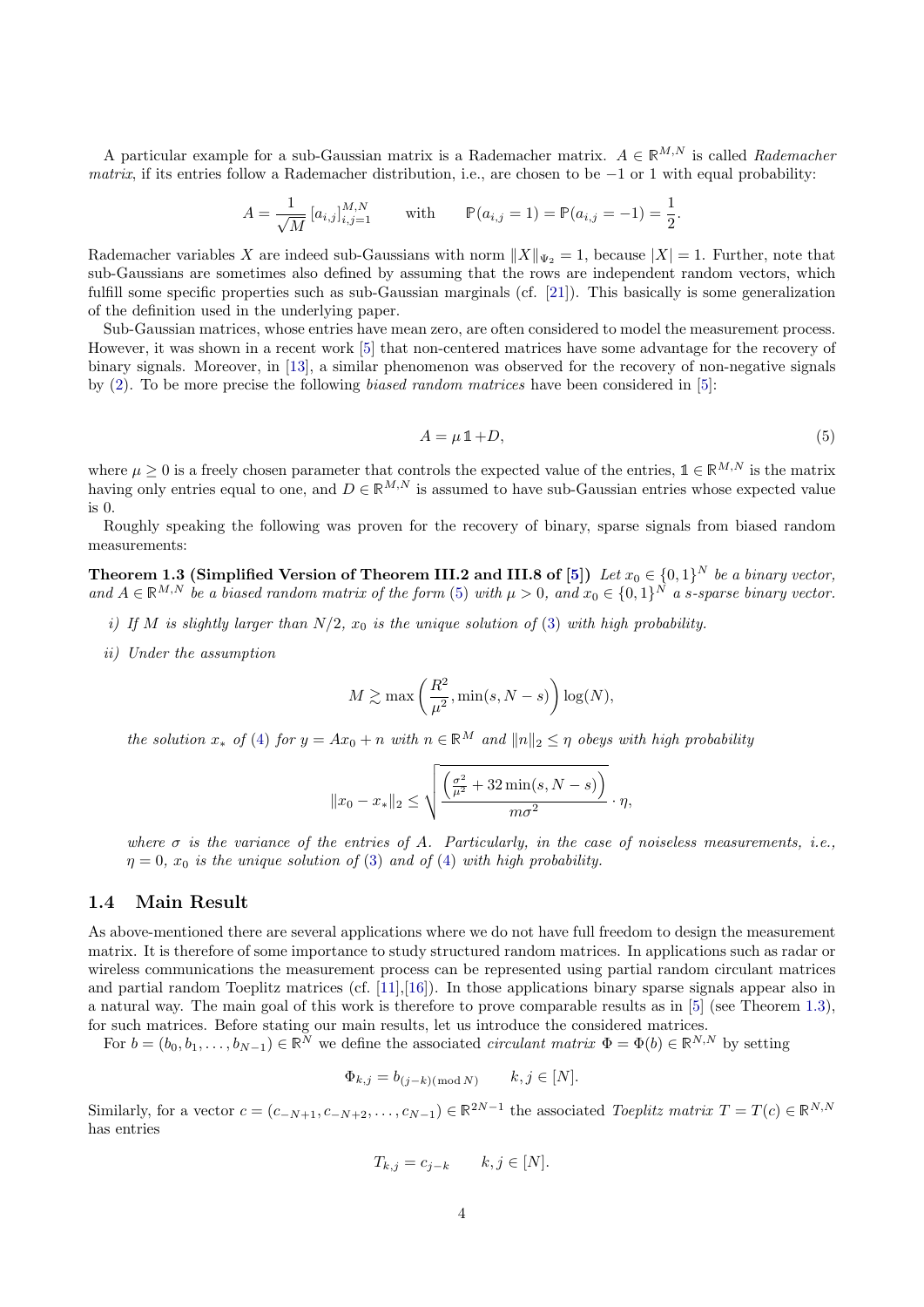A particular example for a sub-Gaussian matrix is a Rademacher matrix. $A \in \mathbb{R}^{M,N}$ is called *Rademacher matrix*, if its entries follow a Rademacher distribution, i.e., are chosen to be $-1$ or $1$ with equal probability:

$$A = \frac{1}{\sqrt{M}} \left[a_{i,j}\right]_{i,j=1}^{M,N} \qquad \text{with} \qquad \mathbb{P}(a_{i,j} = 1) = \mathbb{P}(a_{i,j} = -1) = \frac{1}{2}.$$

Rademacher variables $X$ are indeed sub-Gaussians with norm $\|X\|_{\Psi_2} = 1$, because $|X| = 1$. Further, note that sub-Gaussians are sometimes also defined by assuming that the rows are independent random vectors, which fulfill some specific properties such as sub-Gaussian marginals (cf. [21]). This basically is some generalization of the definition used in the underlying paper.

Sub-Gaussian matrices, whose entries have mean zero, are often considered to model the measurement process. However, it was shown in a recent work [5] that non-centered matrices have some advantage for the recovery of binary signals. Moreover, in [13], a similar phenomenon was observed for the recovery of non-negative signals by (2). To be more precise the following *biased random matrices* have been considered in [5]:

$$A = \mu \mathbb{1} + D, \tag{5}$$

where $\mu \geq 0$ is a freely chosen parameter that controls the expected value of the entries, $\mathbb{1} \in \mathbb{R}^{M,N}$ is the matrix having only entries equal to one, and $D \in \mathbb{R}^{M,N}$ is assumed to have sub-Gaussian entries whose expected value is 0.

Roughly speaking the following was proven for the recovery of binary, sparse signals from biased random measurements:

**Theorem 1.3 (Simplified Version of Theorem III.2 and III.8 of [5])** *Let $x_0 \in \{0,1\}^N$ be a binary vector, and $A \in \mathbb{R}^{M,N}$ be a biased random matrix of the form (5) with $\mu > 0$, and $x_0 \in \{0,1\}^N$ a $s$-sparse binary vector.*

*i) If $M$ is slightly larger than $N/2$, $x_0$ is the unique solution of (3) with high probability.*

*ii) Under the assumption*

$$M \gtrsim \max\left(\frac{R^2}{\mu^2}, \min(s, N-s)\right) \log(N),$$

*the solution $x_*$ of (4) for $y = Ax_0 + n$ with $n \in \mathbb{R}^M$ and $\|n\|_2 \leq \eta$ obeys with high probability*

$$\|x_0 - x_*\|_2 \leq \sqrt{\frac{\left(\frac{\sigma^2}{\mu^2} + 32\min(s, N-s)\right)}{m\sigma^2}} \cdot \eta,$$

*where $\sigma$ is the variance of the entries of $A$. Particularly, in the case of noiseless measurements, i.e., $\eta = 0$, $x_0$ is the unique solution of (3) and of (4) with high probability.*

### 1.4 Main Result

As above-mentioned there are several applications where we do not have full freedom to design the measurement matrix. It is therefore of some importance to study structured random matrices. In applications such as radar or wireless communications the measurement process can be represented using partial random circulant matrices and partial random Toeplitz matrices (cf. [11],[16]). In those applications binary sparse signals appear also in a natural way. The main goal of this work is therefore to prove comparable results as in [5] (see Theorem 1.3), for such matrices. Before stating our main results, let us introduce the considered matrices.

For $b = (b_0, b_1, \ldots, b_{N-1}) \in \mathbb{R}^N$ we define the associated *circulant matrix* $\Phi = \Phi(b) \in \mathbb{R}^{N,N}$ by setting

$$\Phi_{k,j} = b_{(j-k)(\operatorname{mod} N)} \qquad k, j \in [N].$$

Similarly, for a vector $c = (c_{-N+1}, c_{-N+2}, \ldots, c_{N-1}) \in \mathbb{R}^{2N-1}$ the associated *Toeplitz matrix* $T = T(c) \in \mathbb{R}^{N,N}$ has entries

$$T_{k,j} = c_{j-k} \qquad k, j \in [N].$$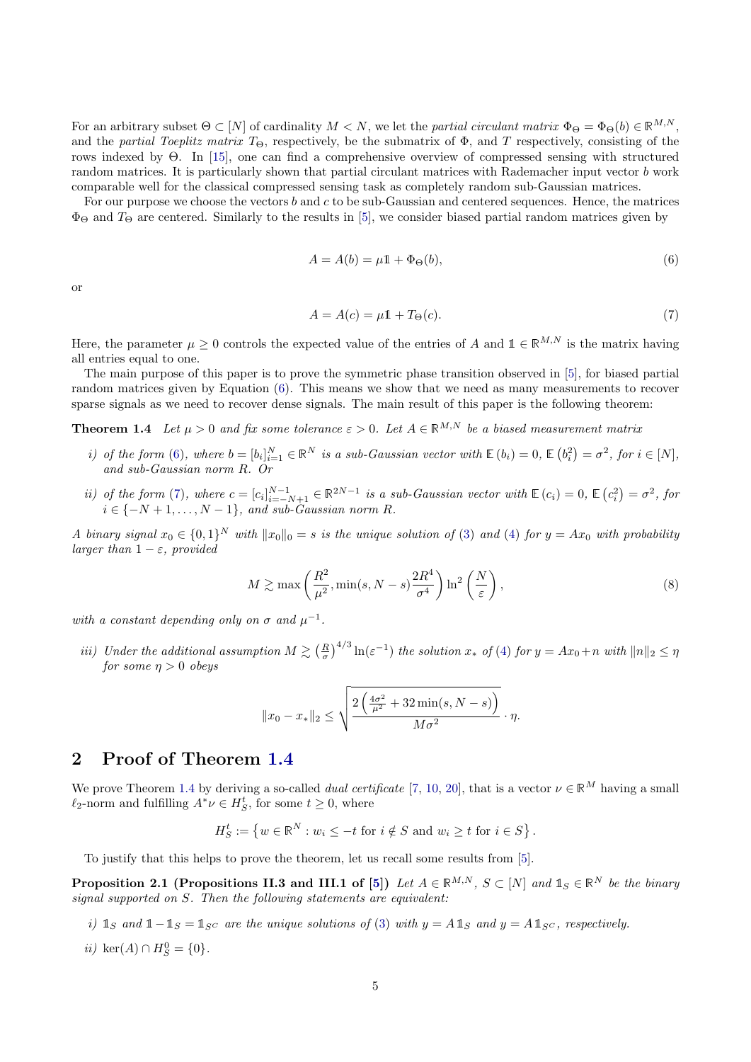For an arbitrary subset $\Theta \subset [N]$ of cardinality $M < N$, we let the *partial circulant matrix* $\Phi_\Theta = \Phi_\Theta(b) \in \mathbb{R}^{M,N}$, and the *partial Toeplitz matrix* $T_\Theta$, respectively, be the submatrix of $\Phi$, and $T$ respectively, consisting of the rows indexed by $\Theta$. In [15], one can find a comprehensive overview of compressed sensing with structured random matrices. It is particularly shown that partial circulant matrices with Rademacher input vector $b$ work comparable well for the classical compressed sensing task as completely random sub-Gaussian matrices.

For our purpose we choose the vectors $b$ and $c$ to be sub-Gaussian and centered sequences. Hence, the matrices $\Phi_\Theta$ and $T_\Theta$ are centered. Similarly to the results in [5], we consider biased partial random matrices given by

$$A = A(b) = \mu \mathbb{1} + \Phi_\Theta(b), \tag{6}$$

or

$$A = A(c) = \mu \mathbb{1} + T_\Theta(c). \tag{7}$$

Here, the parameter $\mu \geq 0$ controls the expected value of the entries of $A$ and $\mathbb{1} \in \mathbb{R}^{M,N}$ is the matrix having all entries equal to one.

The main purpose of this paper is to prove the symmetric phase transition observed in [5], for biased partial random matrices given by Equation (6). This means we show that we need as many measurements to recover sparse signals as we need to recover dense signals. The main result of this paper is the following theorem:

**Theorem 1.4** *Let $\mu > 0$ and fix some tolerance $\varepsilon > 0$. Let $A \in \mathbb{R}^{M,N}$ be a biased measurement matrix*

*i) of the form (6), where $b = [b_i]_{i=1}^N \in \mathbb{R}^N$ is a sub-Gaussian vector with $\mathbb{E}(b_i) = 0$, $\mathbb{E}(b_i^2) = \sigma^2$, for $i \in [N]$, and sub-Gaussian norm $R$. Or*

*ii) of the form (7), where $c = [c_i]_{i=-N+1}^{N-1} \in \mathbb{R}^{2N-1}$ is a sub-Gaussian vector with $\mathbb{E}(c_i) = 0$, $\mathbb{E}(c_i^2) = \sigma^2$, for $i \in \{-N+1, \ldots, N-1\}$, and sub-Gaussian norm $R$.*

*A binary signal $x_0 \in \{0,1\}^N$ with $\|x_0\|_0 = s$ is the unique solution of (3) and (4) for $y = Ax_0$ with probability larger than $1 - \varepsilon$, provided*

$$M \gtrsim \max\left(\frac{R^2}{\mu^2}, \min(s, N-s)\frac{2R^4}{\sigma^4}\right) \ln^2\left(\frac{N}{\varepsilon}\right), \tag{8}$$

*with a constant depending only on $\sigma$ and $\mu^{-1}$.*

*iii) Under the additional assumption $M \gtrsim \left(\frac{R}{\sigma}\right)^{4/3} \ln(\varepsilon^{-1})$ the solution $x_*$ of (4) for $y = Ax_0 + n$ with $\|n\|_2 \leq \eta$ for some $\eta > 0$ obeys*

$$\|x_0 - x_*\|_2 \leq \sqrt{\frac{2\left(\frac{4\sigma^2}{\mu^2} + 32\min(s, N-s)\right)}{M\sigma^2}} \cdot \eta.$$

## 2 Proof of Theorem 1.4

We prove Theorem 1.4 by deriving a so-called *dual certificate* [7, 10, 20], that is a vector $\nu \in \mathbb{R}^M$ having a small $\ell_2$-norm and fulfilling $A^*\nu \in H_S^t$, for some $t \geq 0$, where

$$H_S^t := \left\{ w \in \mathbb{R}^N : w_i \leq -t \text{ for } i \notin S \text{ and } w_i \geq t \text{ for } i \in S \right\}.$$

To justify that this helps to prove the theorem, let us recall some results from [5].

**Proposition 2.1 (Propositions II.3 and III.1 of [5])** *Let $A \in \mathbb{R}^{M,N}$, $S \subset [N]$ and $\mathbb{1}_S \in \mathbb{R}^N$ be the binary signal supported on $S$. Then the following statements are equivalent:*

*i) $\mathbb{1}_S$ and $\mathbb{1} - \mathbb{1}_S = \mathbb{1}_{S^C}$ are the unique solutions of (3) with $y = A\mathbb{1}_S$ and $y = A\mathbb{1}_{S^C}$, respectively.*

*ii) $\ker(A) \cap H_S^0 = \{0\}$.*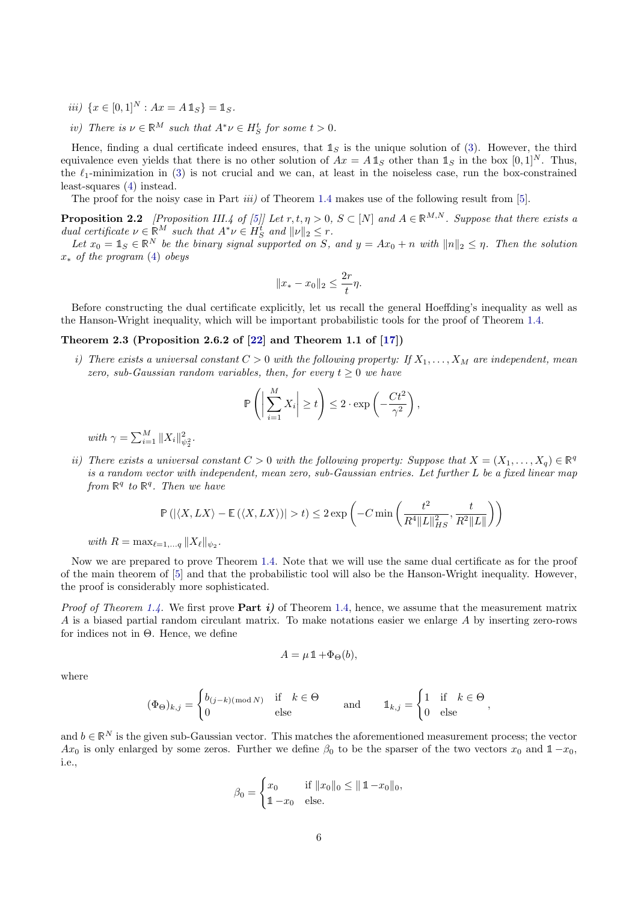*iii)* $\{x \in [0,1]^N : Ax = A\,\mathbb{1}_S\} = \mathbb{1}_S$.

*iv)* There is $\nu \in \mathbb{R}^M$ such that $A^*\nu \in H_S^t$ for some $t > 0$.

Hence, finding a dual certificate indeed ensures, that $\mathbb{1}_S$ is the unique solution of (3). However, the third equivalence even yields that there is no other solution of $Ax = A\,\mathbb{1}_S$ other than $\mathbb{1}_S$ in the box $[0,1]^N$. Thus, the $\ell_1$-minimization in (3) is not crucial and we can, at least in the noiseless case, run the box-constrained least-squares (4) instead.

The proof for the noisy case in Part *iii)* of Theorem 1.4 makes use of the following result from [5].

**Proposition 2.2** *[Proposition III.4 of [5]] Let $r, t, \eta > 0$, $S \subset [N]$ and $A \in \mathbb{R}^{M,N}$. Suppose that there exists a dual certificate $\nu \in \mathbb{R}^M$ such that $A^*\nu \in H_S^t$ and $\|\nu\|_2 \le r$.*

*Let $x_0 = \mathbb{1}_S \in \mathbb{R}^N$ be the binary signal supported on $S$, and $y = Ax_0 + n$ with $\|n\|_2 \le \eta$. Then the solution $x_*$ of the program (4) obeys*

$$\|x_* - x_0\|_2 \le \frac{2r}{t}\eta.$$

Before constructing the dual certificate explicitly, let us recall the general Hoeffding's inequality as well as the Hanson-Wright inequality, which will be important probabilistic tools for the proof of Theorem 1.4.

**Theorem 2.3 (Proposition 2.6.2 of [22] and Theorem 1.1 of [17])**

*i)* *There exists a universal constant $C > 0$ with the following property: If $X_1, \ldots, X_M$ are independent, mean zero, sub-Gaussian random variables, then, for every $t \ge 0$ we have*

$$\mathbb{P}\left(\left|\sum_{i=1}^M X_i\right| \ge t\right) \le 2 \cdot \exp\left(-\frac{Ct^2}{\gamma^2}\right),$$

*with $\gamma = \sum_{i=1}^M \|X_i\|_{\psi_2}^2$.*

*ii)* *There exists a universal constant $C > 0$ with the following property: Suppose that $X = (X_1, \ldots, X_q) \in \mathbb{R}^q$ is a random vector with independent, mean zero, sub-Gaussian entries. Let further $L$ be a fixed linear map from $\mathbb{R}^q$ to $\mathbb{R}^q$. Then we have*

$$\mathbb{P}\left(|\langle X, LX\rangle - \mathbb{E}\left(\langle X, LX\rangle\right)| > t\right) \le 2\exp\left(-C\min\left(\frac{t^2}{R^4\|L\|_{HS}^2}, \frac{t}{R^2\|L\|}\right)\right)$$

*with $R = \max_{\ell=1,\ldots q}\|X_\ell\|_{\psi_2}$.*

Now we are prepared to prove Theorem 1.4. Note that we will use the same dual certificate as for the proof of the main theorem of [5] and that the probabilistic tool will also be the Hanson-Wright inequality. However, the proof is considerably more sophisticated.

*Proof of Theorem 1.4.* We first prove **Part *i)*** of Theorem 1.4, hence, we assume that the measurement matrix $A$ is a biased partial random circulant matrix. To make notations easier we enlarge $A$ by inserting zero-rows for indices not in $\Theta$. Hence, we define

$$A = \mu\,\mathbb{1} + \Phi_\Theta(b),$$

where

$$(\Phi_\Theta)_{k,j} = \begin{cases} b_{(j-k)(\bmod N)} & \text{if} \quad k \in \Theta \\ 0 & \text{else} \end{cases} \qquad \text{and} \qquad \mathbb{1}_{k,j} = \begin{cases} 1 & \text{if} \quad k \in \Theta \\ 0 & \text{else} \end{cases},$$

and $b \in \mathbb{R}^N$ is the given sub-Gaussian vector. This matches the aforementioned measurement process; the vector $Ax_0$ is only enlarged by some zeros. Further we define $\beta_0$ to be the sparser of the two vectors $x_0$ and $\mathbb{1} - x_0$, i.e.,

$$\beta_0 = \begin{cases} x_0 & \text{if } \|x_0\|_0 \le \|\,\mathbb{1} - x_0\|_0, \\ \mathbb{1} - x_0 & \text{else.} \end{cases}$$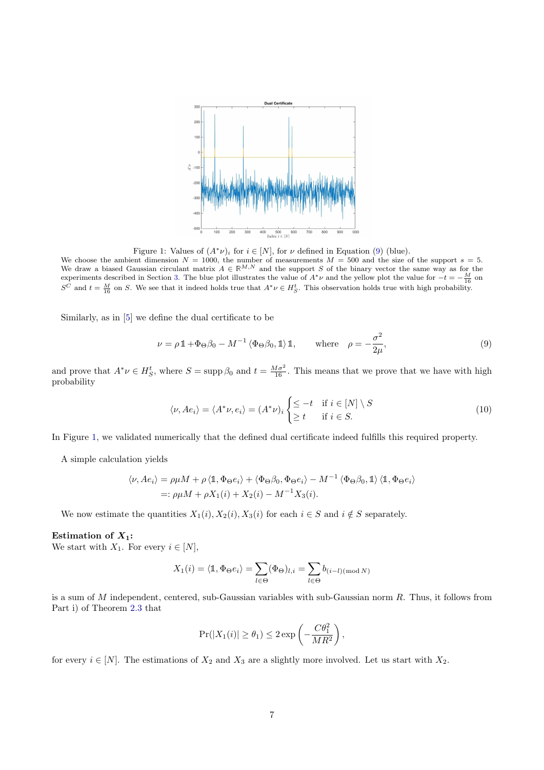Figure 1: Values of $(A^*\nu)_i$ for $i \in [N]$, for $\nu$ defined in Equation (9) (blue).
We choose the ambient dimension $N = 1000$, the number of measurements $M = 500$ and the size of the support $s = 5$. We draw a biased Gaussian circulant matrix $A \in \mathbb{R}^{M,N}$ and the support $S$ of the binary vector the same way as for the experiments described in Section 3. The blue plot illustrates the value of $A^*\nu$ and the yellow plot the value for $-t = -\frac{M}{16}$ on $S^C$ and $t = \frac{M}{16}$ on $S$. We see that it indeed holds true that $A^*\nu \in H_S^t$. This observation holds true with high probability.

Similarly, as in [5] we define the dual certificate to be

$$\nu = \rho \mathbb{1} + \Phi_\Theta \beta_0 - M^{-1} \langle \Phi_\Theta \beta_0, \mathbb{1} \rangle \mathbb{1}, \qquad \text{where} \quad \rho = -\frac{\sigma^2}{2\mu}, \tag{9}$$

and prove that $A^*\nu \in H_S^t$, where $S = \operatorname{supp} \beta_0$ and $t = \frac{M\sigma^2}{16}$. This means that we prove that we have with high probability

$$\langle \nu, Ae_i \rangle = \langle A^*\nu, e_i \rangle = (A^*\nu)_i \begin{cases} \leq -t & \text{if } i \in [N] \setminus S \\ \geq t & \text{if } i \in S. \end{cases} \tag{10}$$

In Figure 1, we validated numerically that the defined dual certificate indeed fulfills this required property.

A simple calculation yields

$$\begin{aligned} \langle \nu, Ae_i \rangle &= \rho\mu M + \rho \langle \mathbb{1}, \Phi_\Theta e_i \rangle + \langle \Phi_\Theta \beta_0, \Phi_\Theta e_i \rangle - M^{-1} \langle \Phi_\Theta \beta_0, \mathbb{1} \rangle \langle \mathbb{1}, \Phi_\Theta e_i \rangle \\ &=: \rho\mu M + \rho X_1(i) + X_2(i) - M^{-1} X_3(i). \end{aligned}$$

We now estimate the quantities $X_1(i), X_2(i), X_3(i)$ for each $i \in S$ and $i \notin S$ separately.

**Estimation of $X_1$:**
We start with $X_1$. For every $i \in [N]$,

$$X_1(i) = \langle \mathbb{1}, \Phi_\Theta e_i \rangle = \sum_{l \in \Theta} (\Phi_\Theta)_{l,i} = \sum_{l \in \Theta} b_{(i-l) (\text{mod } N)}$$

is a sum of $M$ independent, centered, sub-Gaussian variables with sub-Gaussian norm $R$. Thus, it follows from Part i) of Theorem 2.3 that

$$\Pr(|X_1(i)| \geq \theta_1) \leq 2 \exp\left(-\frac{C\theta_1^2}{MR^2}\right),$$

for every $i \in [N]$. The estimations of $X_2$ and $X_3$ are a slightly more involved. Let us start with $X_2$.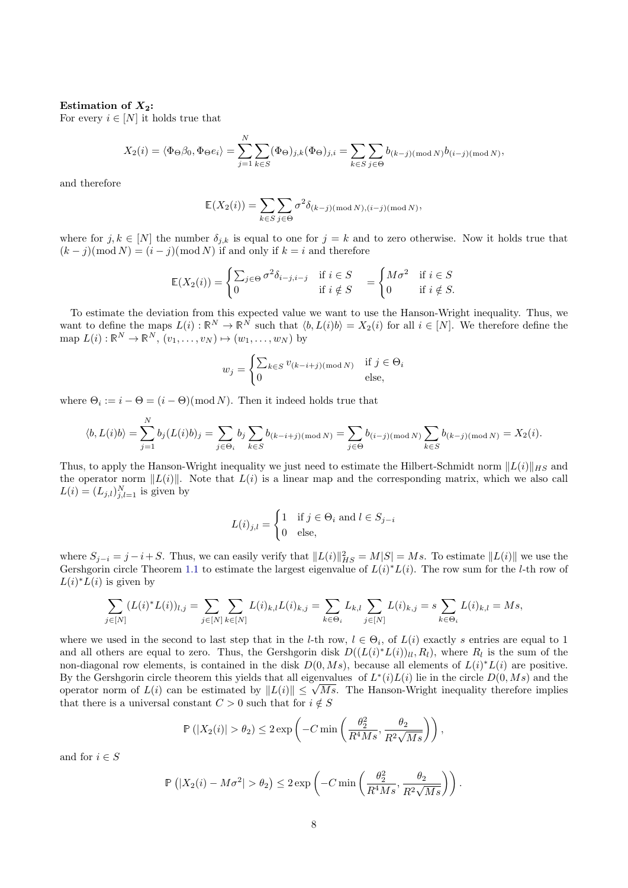**Estimation of $X_2$:**
For every $i \in [N]$ it holds true that

$$X_2(i) = \langle \Phi_\Theta \beta_0, \Phi_\Theta e_i \rangle = \sum_{j=1}^{N} \sum_{k \in S} (\Phi_\Theta)_{j,k} (\Phi_\Theta)_{j,i} = \sum_{k \in S} \sum_{j \in \Theta} b_{(k-j)(\text{mod } N)} b_{(i-j)(\text{mod } N)},$$

and therefore

$$\mathbb{E}(X_2(i)) = \sum_{k \in S} \sum_{j \in \Theta} \sigma^2 \delta_{(k-j)(\text{mod } N),(i-j)(\text{mod } N)},$$

where for $j, k \in [N]$ the number $\delta_{j,k}$ is equal to one for $j = k$ and to zero otherwise. Now it holds true that $(k-j)(\text{mod } N) = (i-j)(\text{mod } N)$ if and only if $k = i$ and therefore

$$\mathbb{E}(X_2(i)) = \begin{cases} \sum_{j \in \Theta} \sigma^2 \delta_{i-j,i-j} & \text{if } i \in S \\ 0 & \text{if } i \notin S \end{cases} = \begin{cases} M\sigma^2 & \text{if } i \in S \\ 0 & \text{if } i \notin S. \end{cases}$$

To estimate the deviation from this expected value we want to use the Hanson-Wright inequality. Thus, we want to define the maps $L(i) : \mathbb{R}^N \to \mathbb{R}^N$ such that $\langle b, L(i) b \rangle = X_2(i)$ for all $i \in [N]$. We therefore define the map $L(i) : \mathbb{R}^N \to \mathbb{R}^N$, $(v_1, \ldots, v_N) \mapsto (w_1, \ldots, w_N)$ by

$$w_j = \begin{cases} \sum_{k \in S} v_{(k-i+j)(\text{mod } N)} & \text{if } j \in \Theta_i \\ 0 & \text{else,} \end{cases}$$

where $\Theta_i := i - \Theta = (i - \Theta)(\text{mod } N)$. Then it indeed holds true that

$$\langle b, L(i) b \rangle = \sum_{j=1}^{N} b_j (L(i) b)_j = \sum_{j \in \Theta_i} b_j \sum_{k \in S} b_{(k-i+j)(\text{mod } N)} = \sum_{j \in \Theta} b_{(i-j)(\text{mod } N)} \sum_{k \in S} b_{(k-j)(\text{mod } N)} = X_2(i).$$

Thus, to apply the Hanson-Wright inequality we just need to estimate the Hilbert-Schmidt norm $\|L(i)\|_{HS}$ and the operator norm $\|L(i)\|$. Note that $L(i)$ is a linear map and the corresponding matrix, which we also call $L(i) = (L_{j,l})_{j,l=1}^N$ is given by

$$L(i)_{j,l} = \begin{cases} 1 & \text{if } j \in \Theta_i \text{ and } l \in S_{j-i} \\ 0 & \text{else,} \end{cases}$$

where $S_{j-i} = j - i + S$. Thus, we can easily verify that $\|L(i)\|_{HS}^2 = M|S| = Ms$. To estimate $\|L(i)\|$ we use the Gershgorin circle Theorem 1.1 to estimate the largest eigenvalue of $L(i)^* L(i)$. The row sum for the $l$-th row of $L(i)^* L(i)$ is given by

$$\sum_{j \in [N]} (L(i)^* L(i))_{l,j} = \sum_{j \in [N]} \sum_{k \in [N]} L(i)_{k,l} L(i)_{k,j} = \sum_{k \in \Theta_i} L_{k,l} \sum_{j \in [N]} L(i)_{k,j} = s \sum_{k \in \Theta_i} L(i)_{k,l} = Ms,$$

where we used in the second to last step that in the $l$-th row, $l \in \Theta_i$, of $L(i)$ exactly $s$ entries are equal to 1 and all others are equal to zero. Thus, the Gershgorin disk $D((L(i)^* L(i))_{ll}, R_l)$, where $R_l$ is the sum of the non-diagonal row elements, is contained in the disk $D(0, Ms)$, because all elements of $L(i)^* L(i)$ are positive. By the Gershgorin circle theorem this yields that all eigenvalues of $L^*(i) L(i)$ lie in the circle $D(0, Ms)$ and the operator norm of $L(i)$ can be estimated by $\|L(i)\| \leq \sqrt{Ms}$. The Hanson-Wright inequality therefore implies that there is a universal constant $C > 0$ such that for $i \notin S$

$$\mathbb{P}(|X_2(i)| > \theta_2) \leq 2 \exp\left( -C \min\left( \frac{\theta_2^2}{R^4 Ms}, \frac{\theta_2}{R^2 \sqrt{Ms}} \right) \right),$$

and for $i \in S$

$$\mathbb{P}\left( |X_2(i) - M\sigma^2| > \theta_2 \right) \leq 2 \exp\left( -C \min\left( \frac{\theta_2^2}{R^4 Ms}, \frac{\theta_2}{R^2 \sqrt{Ms}} \right) \right).$$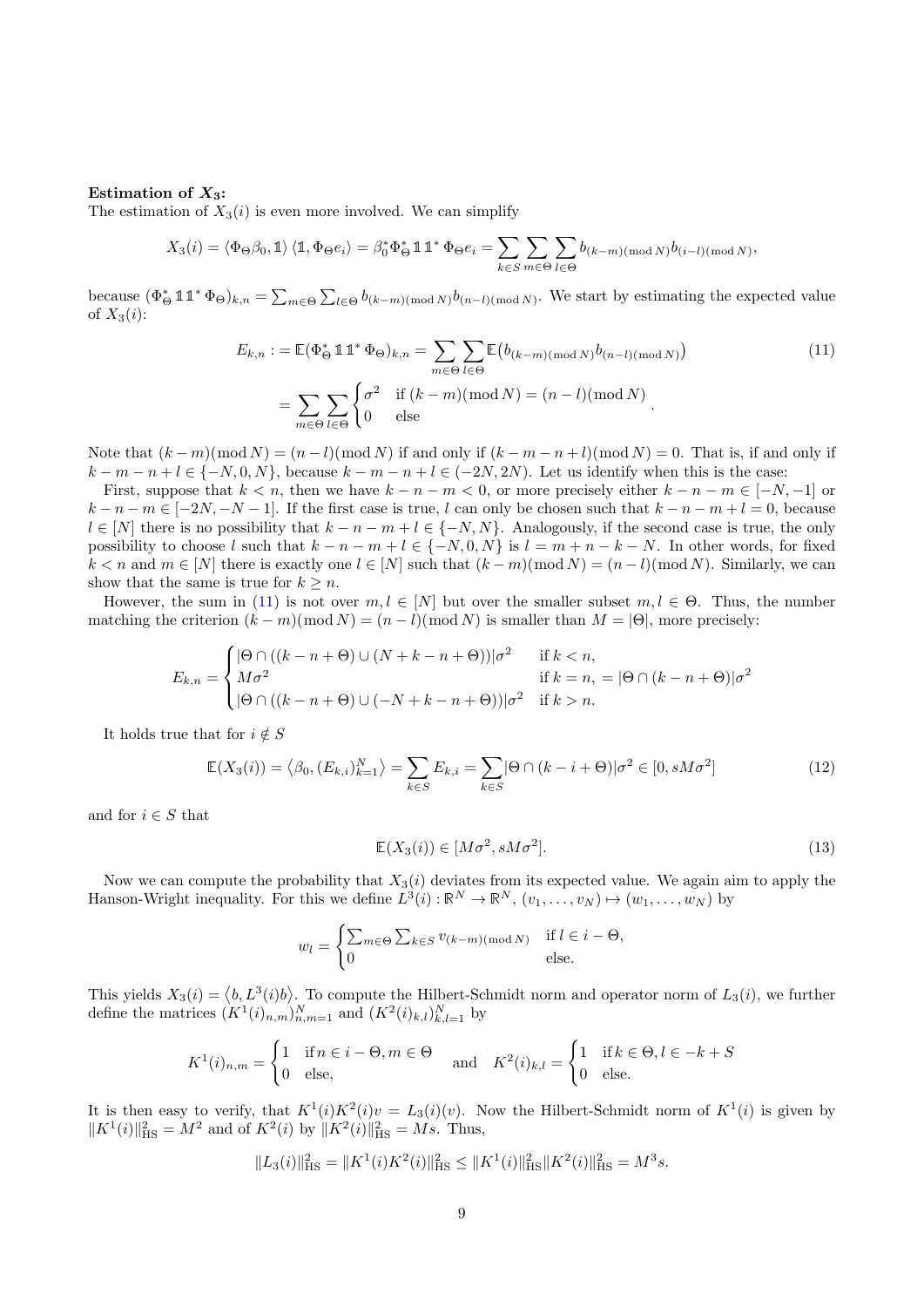**Estimation of $X_3$:**
The estimation of $X_3(i)$ is even more involved. We can simplify

$$X_3(i) = \langle \Phi_\Theta \beta_0, \mathbb{1} \rangle \langle \mathbb{1}, \Phi_\Theta e_i \rangle = \beta_0^* \Phi_\Theta^* \mathbb{1}\mathbb{1}^* \Phi_\Theta e_i = \sum_{k \in S} \sum_{m \in \Theta} \sum_{l \in \Theta} b_{(k-m)(\bmod N)} b_{(i-l)(\bmod N)},$$

because $(\Phi_\Theta^* \mathbb{1}\mathbb{1}^* \Phi_\Theta)_{k,n} = \sum_{m \in \Theta} \sum_{l \in \Theta} b_{(k-m)(\bmod N)} b_{(n-l)(\bmod N)}$. We start by estimating the expected value of $X_3(i)$:

$$\begin{aligned} E_{k,n} := \mathbb{E}(\Phi_\Theta^* \mathbb{1}\mathbb{1}^* \Phi_\Theta)_{k,n} &= \sum_{m \in \Theta} \sum_{l \in \Theta} \mathbb{E}\big(b_{(k-m)(\bmod N)} b_{(n-l)(\bmod N)}\big) \\ &= \sum_{m \in \Theta} \sum_{l \in \Theta} \begin{cases} \sigma^2 & \text{if } (k-m)(\bmod N) = (n-l)(\bmod N) \\ 0 & \text{else} \end{cases}. \end{aligned} \tag{11}$$

Note that $(k-m)(\bmod N) = (n-l)(\bmod N)$ if and only if $(k-m-n+l)(\bmod N) = 0$. That is, if and only if $k-m-n+l \in \{-N, 0, N\}$, because $k-m-n+l \in (-2N, 2N)$. Let us identify when this is the case:

First, suppose that $k < n$, then we have $k-n-m < 0$, or more precisely either $k-n-m \in [-N,-1]$ or $k-n-m \in [-2N, -N-1]$. If the first case is true, $l$ can only be chosen such that $k-n-m+l = 0$, because $l \in [N]$ there is no possibility that $k-n-m+l \in \{-N, N\}$. Analogously, if the second case is true, the only possibility to choose $l$ such that $k-n-m+l \in \{-N, 0, N\}$ is $l = m+n-k-N$. In other words, for fixed $k < n$ and $m \in [N]$ there is exactly one $l \in [N]$ such that $(k-m)(\bmod N) = (n-l)(\bmod N)$. Similarly, we can show that the same is true for $k \geq n$.

However, the sum in (11) is not over $m, l \in [N]$ but over the smaller subset $m, l \in \Theta$. Thus, the number matching the criterion $(k-m)(\bmod N) = (n-l)(\bmod N)$ is smaller than $M = |\Theta|$, more precisely:

$$E_{k,n} = \begin{cases} |\Theta \cap ((k-n+\Theta) \cup (N+k-n+\Theta))| \sigma^2 & \text{if } k < n, \\ M\sigma^2 & \text{if } k = n, = |\Theta \cap (k-n+\Theta)|\sigma^2 \\ |\Theta \cap ((k-n+\Theta) \cup (-N+k-n+\Theta))| \sigma^2 & \text{if } k > n. \end{cases}$$

It holds true that for $i \notin S$

$$\mathbb{E}(X_3(i)) = \langle \beta_0, (E_{k,i})_{k=1}^N \rangle = \sum_{k \in S} E_{k,i} = \sum_{k \in S} |\Theta \cap (k-i+\Theta)| \sigma^2 \in [0, sM\sigma^2] \tag{12}$$

and for $i \in S$ that

$$\mathbb{E}(X_3(i)) \in [M\sigma^2, sM\sigma^2]. \tag{13}$$

Now we can compute the probability that $X_3(i)$ deviates from its expected value. We again aim to apply the Hanson-Wright inequality. For this we define $L^3(i) : \mathbb{R}^N \to \mathbb{R}^N$, $(v_1, \ldots, v_N) \mapsto (w_1, \ldots, w_N)$ by

$$w_l = \begin{cases} \sum_{m \in \Theta} \sum_{k \in S} v_{(k-m)(\bmod N)} & \text{if } l \in i - \Theta, \\ 0 & \text{else.} \end{cases}$$

This yields $X_3(i) = \langle b, L^3(i) b \rangle$. To compute the Hilbert-Schmidt norm and operator norm of $L_3(i)$, we further define the matrices $(K^1(i)_{n,m})_{n,m=1}^N$ and $(K^2(i)_{k,l})_{k,l=1}^N$ by

$$K^1(i)_{n,m} = \begin{cases} 1 & \text{if } n \in i - \Theta, m \in \Theta \\ 0 & \text{else,} \end{cases} \quad \text{and} \quad K^2(i)_{k,l} = \begin{cases} 1 & \text{if } k \in \Theta, l \in -k + S \\ 0 & \text{else.} \end{cases}$$

It is then easy to verify, that $K^1(i) K^2(i) v = L_3(i)(v)$. Now the Hilbert-Schmidt norm of $K^1(i)$ is given by $\|K^1(i)\|_{\mathrm{HS}}^2 = M^2$ and of $K^2(i)$ by $\|K^2(i)\|_{\mathrm{HS}}^2 = Ms$. Thus,

$$\|L_3(i)\|_{\mathrm{HS}}^2 = \|K^1(i) K^2(i)\|_{\mathrm{HS}}^2 \leq \|K^1(i)\|_{\mathrm{HS}}^2 \|K^2(i)\|_{\mathrm{HS}}^2 = M^3 s.$$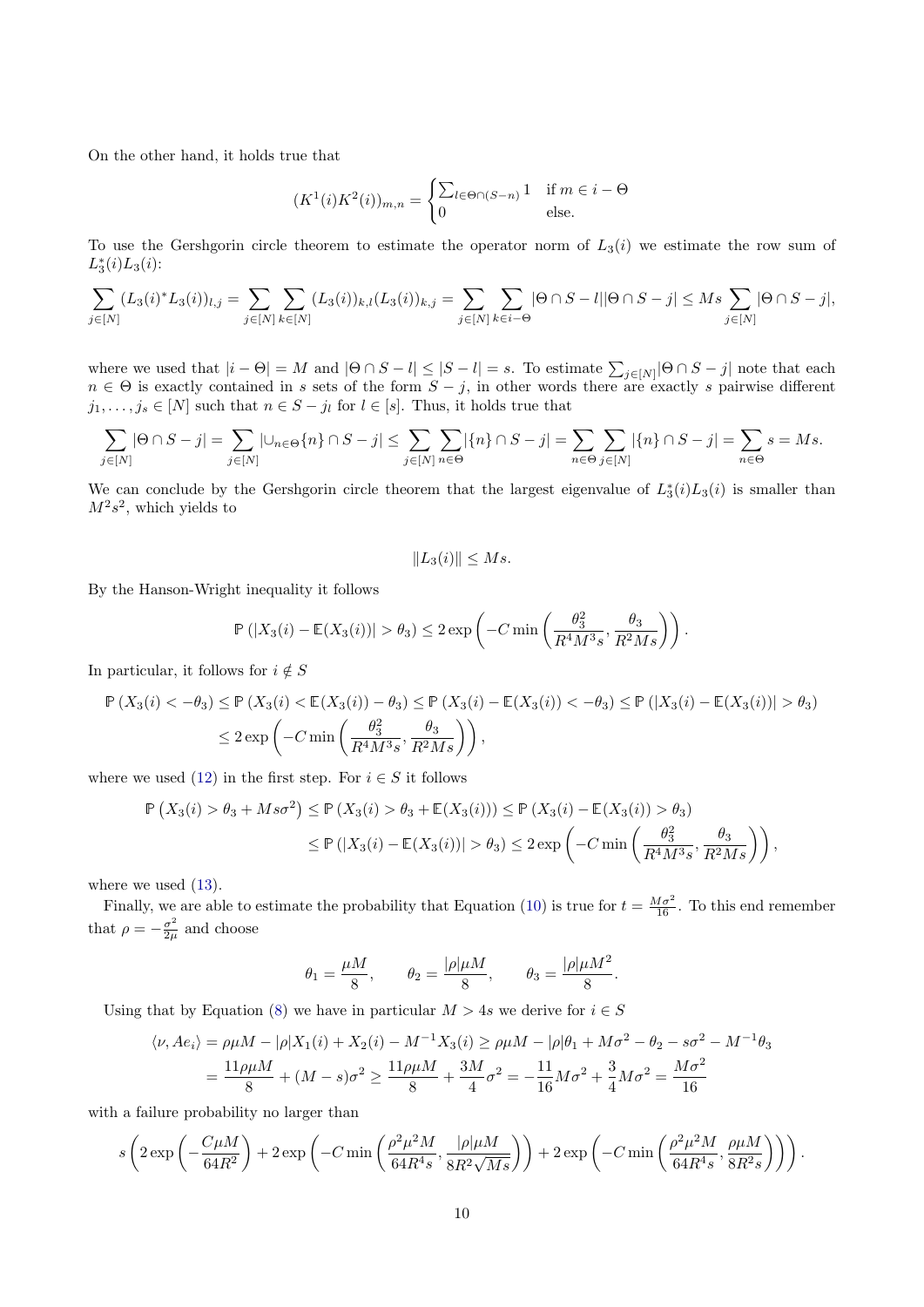On the other hand, it holds true that

$$(K^1(i)K^2(i))_{m,n} = \begin{cases} \sum_{l\in\Theta\cap(S-n)} 1 & \text{if } m \in i - \Theta \\ 0 & \text{else.} \end{cases}$$

To use the Gershgorin circle theorem to estimate the operator norm of $L_3(i)$ we estimate the row sum of $L_3^*(i)L_3(i)$:

$$\sum_{j\in[N]} (L_3(i)^*L_3(i))_{l,j} = \sum_{j\in[N]}\sum_{k\in[N]} (L_3(i))_{k,l}(L_3(i))_{k,j} = \sum_{j\in[N]}\sum_{k\in i-\Theta} |\Theta\cap S-l||\Theta\cap S-j| \le Ms \sum_{j\in[N]} |\Theta\cap S-j|,$$

where we used that $|i-\Theta| = M$ and $|\Theta\cap S-l| \le |S-l| = s$. To estimate $\sum_{j\in[N]}|\Theta\cap S-j|$ note that each $n\in\Theta$ is exactly contained in $s$ sets of the form $S-j$, in other words there are exactly $s$ pairwise different $j_1,\dots,j_s \in [N]$ such that $n\in S-j_l$ for $l\in[s]$. Thus, it holds true that

$$\sum_{j\in[N]} |\Theta\cap S-j| = \sum_{j\in[N]} |\cup_{n\in\Theta}\{n\}\cap S-j| \le \sum_{j\in[N]}\sum_{n\in\Theta}|\{n\}\cap S-j| = \sum_{n\in\Theta}\sum_{j\in[N]}|\{n\}\cap S-j| = \sum_{n\in\Theta} s = Ms.$$

We can conclude by the Gershgorin circle theorem that the largest eigenvalue of $L_3^*(i)L_3(i)$ is smaller than $M^2s^2$, which yields to

$$\|L_3(i)\| \le Ms.$$

By the Hanson-Wright inequality it follows

$$\mathbb{P}\left(|X_3(i) - \mathbb{E}(X_3(i))| > \theta_3\right) \le 2\exp\left(-C\min\left(\frac{\theta_3^2}{R^4M^3s}, \frac{\theta_3}{R^2Ms}\right)\right).$$

In particular, it follows for $i\notin S$

$$\begin{aligned}\mathbb{P}\left(X_3(i) < -\theta_3\right) &\le \mathbb{P}\left(X_3(i) < \mathbb{E}(X_3(i)) - \theta_3\right) \le \mathbb{P}\left(X_3(i) - \mathbb{E}(X_3(i)) < -\theta_3\right) \le \mathbb{P}\left(|X_3(i) - \mathbb{E}(X_3(i))| > \theta_3\right)\\ &\le 2\exp\left(-C\min\left(\frac{\theta_3^2}{R^4M^3s}, \frac{\theta_3}{R^2Ms}\right)\right),\end{aligned}$$

where we used (12) in the first step. For $i\in S$ it follows

$$\begin{aligned}\mathbb{P}\left(X_3(i) > \theta_3 + Ms\sigma^2\right) &\le \mathbb{P}\left(X_3(i) > \theta_3 + \mathbb{E}(X_3(i))\right) \le \mathbb{P}\left(X_3(i) - \mathbb{E}(X_3(i)) > \theta_3\right)\\ &\le \mathbb{P}\left(|X_3(i) - \mathbb{E}(X_3(i))| > \theta_3\right) \le 2\exp\left(-C\min\left(\frac{\theta_3^2}{R^4M^3s}, \frac{\theta_3}{R^2Ms}\right)\right),\end{aligned}$$

where we used (13).

Finally, we are able to estimate the probability that Equation (10) is true for $t = \frac{M\sigma^2}{16}$. To this end remember that $\rho = -\frac{\sigma^2}{2\mu}$ and choose

$$\theta_1 = \frac{\mu M}{8}, \qquad \theta_2 = \frac{|\rho|\mu M}{8}, \qquad \theta_3 = \frac{|\rho|\mu M^2}{8}.$$

Using that by Equation (8) we have in particular $M > 4s$ we derive for $i\in S$

$$\begin{aligned}\langle \nu, Ae_i\rangle &= \rho\mu M - |\rho|X_1(i) + X_2(i) - M^{-1}X_3(i) \ge \rho\mu M - |\rho|\theta_1 + M\sigma^2 - \theta_2 - s\sigma^2 - M^{-1}\theta_3\\ &= \frac{11\rho\mu M}{8} + (M-s)\sigma^2 \ge \frac{11\rho\mu M}{8} + \frac{3M}{4}\sigma^2 = -\frac{11}{16}M\sigma^2 + \frac{3}{4}M\sigma^2 = \frac{M\sigma^2}{16}\end{aligned}$$

with a failure probability no larger than

$$s\left(2\exp\left(-\frac{C\mu M}{64R^2}\right) + 2\exp\left(-C\min\left(\frac{\rho^2\mu^2M}{64R^4s}, \frac{|\rho|\mu M}{8R^2\sqrt{Ms}}\right)\right) + 2\exp\left(-C\min\left(\frac{\rho^2\mu^2M}{64R^4s}, \frac{\rho\mu M}{8R^2s}\right)\right)\right).$$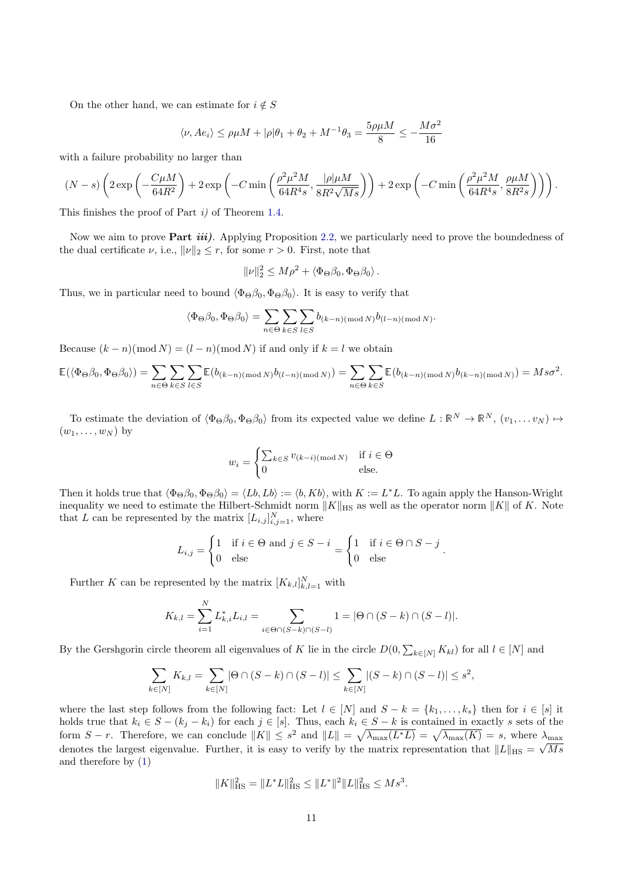On the other hand, we can estimate for $i \notin S$

$$\langle \nu, Ae_i \rangle \leq \rho\mu M + |\rho|\theta_1 + \theta_2 + M^{-1}\theta_3 = \frac{5\rho\mu M}{8} \leq -\frac{M\sigma^2}{16}$$

with a failure probability no larger than

$$(N-s)\left(2\exp\left(-\frac{C\mu M}{64R^2}\right) + 2\exp\left(-C\min\left(\frac{\rho^2\mu^2 M}{64R^4 s}, \frac{|\rho|\mu M}{8R^2\sqrt{Ms}}\right)\right) + 2\exp\left(-C\min\left(\frac{\rho^2\mu^2 M}{64R^4 s}, \frac{\rho\mu M}{8R^2 s}\right)\right)\right).$$

This finishes the proof of Part *i)* of Theorem 1.4.

Now we aim to prove **Part *iii)***. Applying Proposition 2.2, we particularly need to prove the boundedness of the dual certificate $\nu$, i.e., $\|\nu\|_2 \leq r$, for some $r > 0$. First, note that

$$\|\nu\|_2^2 \leq M\rho^2 + \langle \Phi_\Theta\beta_0, \Phi_\Theta\beta_0 \rangle .$$

Thus, we in particular need to bound $\langle \Phi_\Theta\beta_0, \Phi_\Theta\beta_0 \rangle$. It is easy to verify that

$$\langle \Phi_\Theta\beta_0, \Phi_\Theta\beta_0 \rangle = \sum_{n\in\Theta}\sum_{k\in S}\sum_{l\in S} b_{(k-n)(\mathrm{mod}\, N)} b_{(l-n)(\mathrm{mod}\, N)}.$$

Because $(k-n)(\mathrm{mod}\, N) = (l-n)(\mathrm{mod}\, N)$ if and only if $k = l$ we obtain

$$\mathbb{E}(\langle \Phi_\Theta\beta_0, \Phi_\Theta\beta_0 \rangle) = \sum_{n\in\Theta}\sum_{k\in S}\sum_{l\in S} \mathbb{E}(b_{(k-n)(\mathrm{mod}\, N)} b_{(l-n)(\mathrm{mod}\, N)}) = \sum_{n\in\Theta}\sum_{k\in S} \mathbb{E}(b_{(k-n)(\mathrm{mod}\, N)} b_{(k-n)(\mathrm{mod}\, N)}) = Ms\sigma^2.$$

To estimate the deviation of $\langle \Phi_\Theta\beta_0, \Phi_\Theta\beta_0 \rangle$ from its expected value we define $L : \mathbb{R}^N \to \mathbb{R}^N$, $(v_1, \ldots v_N) \mapsto (w_1, \ldots, w_N)$ by

$$w_i = \begin{cases} \sum_{k\in S} v_{(k-i)(\mathrm{mod}\, N)} & \text{if } i \in \Theta \\ 0 & \text{else.} \end{cases}$$

Then it holds true that $\langle \Phi_\Theta\beta_0, \Phi_\Theta\beta_0 \rangle = \langle Lb, Lb \rangle := \langle b, Kb \rangle$, with $K := L^*L$. To again apply the Hanson-Wright inequality we need to estimate the Hilbert-Schmidt norm $\|K\|_{\mathrm{HS}}$ as well as the operator norm $\|K\|$ of $K$. Note that $L$ can be represented by the matrix $[L_{i,j}]_{i,j=1}^N$, where

$$L_{i,j} = \begin{cases} 1 & \text{if } i \in \Theta \text{ and } j \in S - i \\ 0 & \text{else} \end{cases} = \begin{cases} 1 & \text{if } i \in \Theta \cap S - j \\ 0 & \text{else} \end{cases}.$$

Further $K$ can be represented by the matrix $[K_{k,l}]_{k,l=1}^N$ with

$$K_{k,l} = \sum_{i=1}^N L_{k,i}^* L_{i,l} = \sum_{i\in\Theta\cap(S-k)\cap(S-l)} 1 = |\Theta \cap (S-k) \cap (S-l)|.$$

By the Gershgorin circle theorem all eigenvalues of $K$ lie in the circle $D(0, \sum_{k\in[N]} K_{kl})$ for all $l \in [N]$ and

$$\sum_{k\in[N]} K_{k,l} = \sum_{k\in[N]} |\Theta \cap (S-k) \cap (S-l)| \leq \sum_{k\in[N]} |(S-k) \cap (S-l)| \leq s^2,$$

where the last step follows from the following fact: Let $l \in [N]$ and $S - k = \{k_1, \ldots, k_s\}$ then for $i \in [s]$ it holds true that $k_i \in S - (k_j - k_i)$ for each $j \in [s]$. Thus, each $k_i \in S - k$ is contained in exactly $s$ sets of the form $S - r$. Therefore, we can conclude $\|K\| \leq s^2$ and $\|L\| = \sqrt{\lambda_{\max}(L^*L)} = \sqrt{\lambda_{\max}(K)} = s$, where $\lambda_{\max}$ denotes the largest eigenvalue. Further, it is easy to verify by the matrix representation that $\|L\|_{\mathrm{HS}} = \sqrt{Ms}$ and therefore by (1)

$$\|K\|_{\mathrm{HS}}^2 = \|L^*L\|_{\mathrm{HS}}^2 \leq \|L^*\|^2 \|L\|_{\mathrm{HS}}^2 \leq Ms^3.$$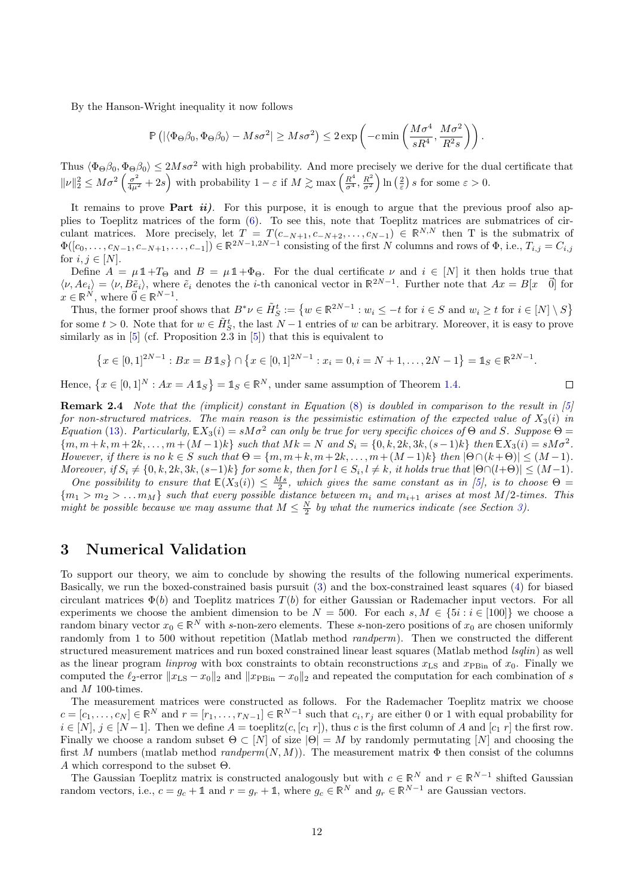By the Hanson-Wright inequality it now follows

$$\mathbb{P}\left(|\langle \Phi_\Theta \beta_0, \Phi_\Theta \beta_0 \rangle - Ms\sigma^2| \geq Ms\sigma^2\right) \leq 2\exp\left(-c\min\left(\frac{M\sigma^4}{sR^4}, \frac{M\sigma^2}{R^2 s}\right)\right).$$

Thus $\langle \Phi_\Theta \beta_0, \Phi_\Theta \beta_0 \rangle \leq 2Ms\sigma^2$ with high probability. And more precisely we derive for the dual certificate that $\|\nu\|_2^2 \leq M\sigma^2\left(\frac{\sigma^2}{4\mu^2} + 2s\right)$ with probability $1-\varepsilon$ if $M \gtrsim \max\left(\frac{R^4}{\sigma^4}, \frac{R^2}{\sigma^2}\right)\ln\left(\frac{2}{\varepsilon}\right)s$ for some $\varepsilon > 0$.

It remains to prove **Part *ii)***. For this purpose, it is enough to argue that the previous proof also applies to Toeplitz matrices of the form (6). To see this, note that Toeplitz matrices are submatrices of circulant matrices. More precisely, let $T = T(c_{-N+1}, c_{-N+2}, \dots, c_{N-1}) \in \mathbb{R}^{N,N}$ then T is the submatrix of $\Phi([c_0, \dots, c_{N-1}, c_{-N+1}, \dots, c_{-1}]) \in \mathbb{R}^{2N-1,2N-1}$ consisting of the first $N$ columns and rows of $\Phi$, i.e., $T_{i,j} = C_{i,j}$ for $i,j \in [N]$.

Define $A = \mu\mathbb{1} + T_\Theta$ and $B = \mu\mathbb{1} + \Phi_\Theta$. For the dual certificate $\nu$ and $i \in [N]$ it then holds true that $\langle \nu, Ae_i \rangle = \langle \nu, B\tilde{e}_i \rangle$, where $\tilde{e}_i$ denotes the $i$-th canonical vector in $\mathbb{R}^{2N-1}$. Further note that $Ax = B[x \quad \vec{0}]$ for $x \in \mathbb{R}^N$, where $\vec{0} \in \mathbb{R}^{N-1}$.

Thus, the former proof shows that $B^*\nu \in \tilde{H}_S^t := \left\{w \in \mathbb{R}^{2N-1} : w_i \leq -t \text{ for } i \in S \text{ and } w_i \geq t \text{ for } i \in [N] \setminus S\right\}$ for some $t > 0$. Note that for $w \in \tilde{H}_S^t$, the last $N-1$ entries of $w$ can be arbitrary. Moreover, it is easy to prove similarly as in [5] (cf. Proposition 2.3 in [5]) that this is equivalent to

$$\left\{x \in [0,1]^{2N-1} : Bx = B\,\mathbb{1}_S\right\} \cap \left\{x \in [0,1]^{2N-1} : x_i = 0, i = N+1, \dots, 2N-1\right\} = \mathbb{1}_S \in \mathbb{R}^{2N-1}.$$

Hence, $\left\{x \in [0,1]^N : Ax = A\,\mathbb{1}_S\right\} = \mathbb{1}_S \in \mathbb{R}^N$, under same assumption of Theorem 1.4. $\square$

**Remark 2.4** *Note that the (implicit) constant in Equation (8) is doubled in comparison to the result in [5] for non-structured matrices. The main reason is the pessimistic estimation of the expected value of $X_3(i)$ in Equation (13). Particularly, $\mathbb{E}X_3(i) = sM\sigma^2$ can only be true for very specific choices of $\Theta$ and $S$. Suppose $\Theta = \{m, m+k, m+2k, \dots, m+(M-1)k\}$ such that $Mk = N$ and $S_i = \{0, k, 2k, 3k, (s-1)k\}$ then $\mathbb{E}X_3(i) = sM\sigma^2$. However, if there is no $k \in S$ such that $\Theta = \{m, m+k, m+2k, \dots, m+(M-1)k\}$ then $|\Theta \cap (k+\Theta)| \leq (M-1)$. Moreover, if $S_i \neq \{0, k, 2k, 3k, (s-1)k\}$ for some $k$, then for $l \in S_i, l \neq k$, it holds true that $|\Theta \cap (l+\Theta)| \leq (M-1)$.*

*One possibility to ensure that $\mathbb{E}(X_3(i)) \leq \frac{Ms}{2}$, which gives the same constant as in [5], is to choose $\Theta = \{m_1 > m_2 > \dots m_M\}$ such that every possible distance between $m_i$ and $m_{i+1}$ arises at most $M/2$-times. This might be possible because we may assume that $M \leq \frac{N}{2}$ by what the numerics indicate (see Section 3).*

# 3 Numerical Validation

To support our theory, we aim to conclude by showing the results of the following numerical experiments. Basically, we run the boxed-constrained basis pursuit (3) and the box-constrained least squares (4) for biased circulant matrices $\Phi(b)$ and Toeplitz matrices $T(b)$ for either Gaussian or Rademacher input vectors. For all experiments we choose the ambient dimension to be $N = 500$. For each $s, M \in \{5i : i \in [100]\}$ we choose a random binary vector $x_0 \in \mathbb{R}^N$ with $s$-non-zero elements. These $s$-non-zero positions of $x_0$ are chosen uniformly randomly from 1 to 500 without repetition (Matlab method *randperm*). Then we constructed the different structured measurement matrices and run boxed constrained linear least squares (Matlab method *lsqlin*) as well as the linear program *linprog* with box constraints to obtain reconstructions $x_{\text{LS}}$ and $x_{\text{PBin}}$ of $x_0$. Finally we computed the $\ell_2$-error $\|x_{\text{LS}} - x_0\|_2$ and $\|x_{\text{PBin}} - x_0\|_2$ and repeated the computation for each combination of $s$ and $M$ 100-times.

The measurement matrices were constructed as follows. For the Rademacher Toeplitz matrix we choose $c = [c_1, \dots, c_N] \in \mathbb{R}^N$ and $r = [r_1, \dots, r_{N-1}] \in \mathbb{R}^{N-1}$ such that $c_i, r_j$ are either 0 or 1 with equal probability for $i \in [N]$, $j \in [N-1]$. Then we define $A = \text{toeplitz}(c, [c_1\ r])$, thus $c$ is the first column of $A$ and $[c_1\ r]$ the first row. Finally we choose a random subset $\Theta \subset [N]$ of size $|\Theta| = M$ by randomly permutating $[N]$ and choosing the first $M$ numbers (matlab method *randperm*$(N, M)$). The measurement matrix $\Phi$ then consist of the columns $A$ which correspond to the subset $\Theta$.

The Gaussian Toeplitz matrix is constructed analogously but with $c \in \mathbb{R}^N$ and $r \in \mathbb{R}^{N-1}$ shifted Gaussian random vectors, i.e., $c = g_c + \mathbb{1}$ and $r = g_r + \mathbb{1}$, where $g_c \in \mathbb{R}^N$ and $g_r \in \mathbb{R}^{N-1}$ are Gaussian vectors.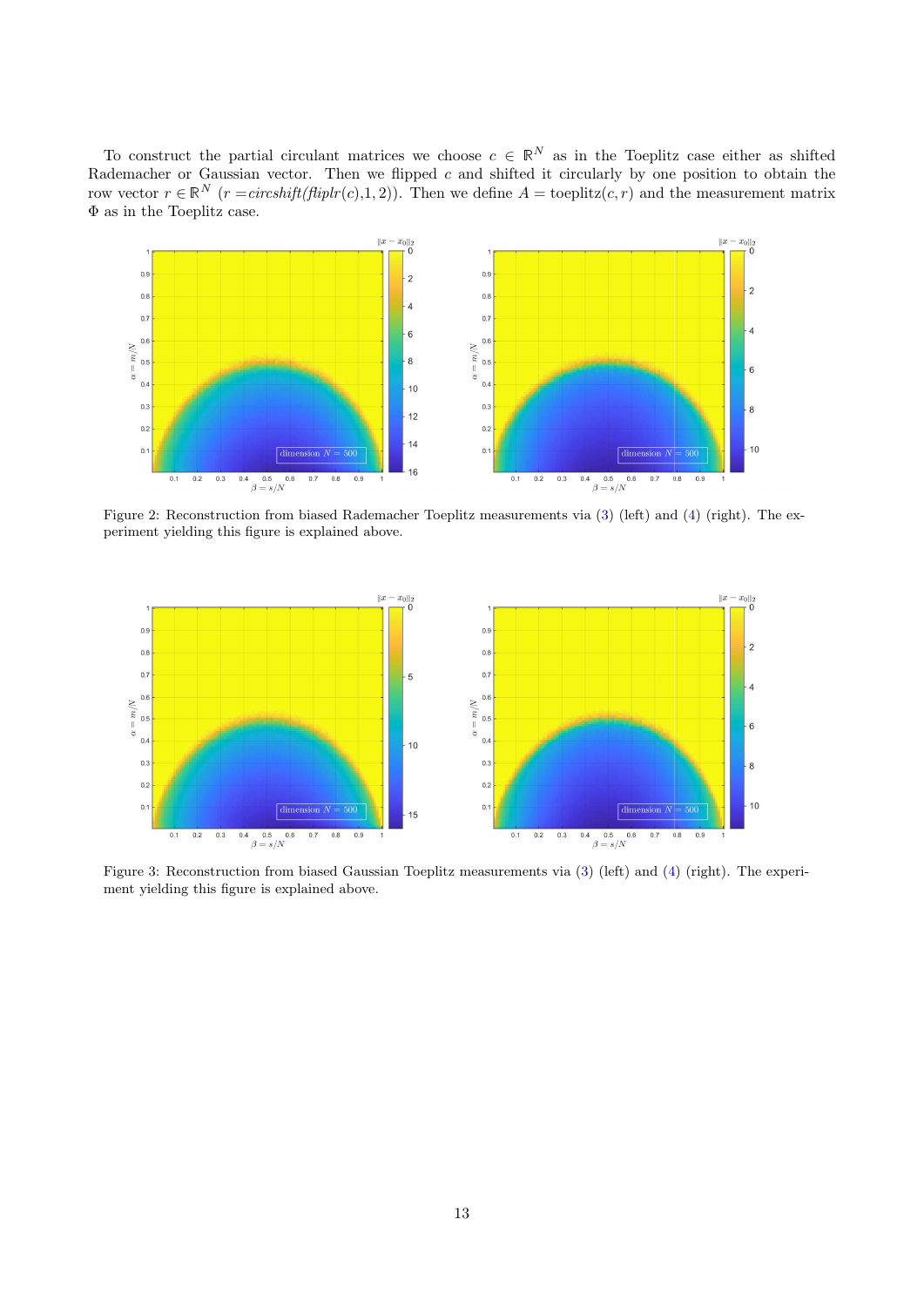To construct the partial circulant matrices we choose $c \in \mathbb{R}^N$ as in the Toeplitz case either as shifted Rademacher or Gaussian vector. Then we flipped $c$ and shifted it circularly by one position to obtain the row vector $r \in \mathbb{R}^N$ ($r = \mathit{circshift}(\mathit{fliplr}(c),1,2)$). Then we define $A = \text{toeplitz}(c, r)$ and the measurement matrix $\Phi$ as in the Toeplitz case.

Figure 2: Reconstruction from biased Rademacher Toeplitz measurements via (3) (left) and (4) (right). The experiment yielding this figure is explained above.

Figure 3: Reconstruction from biased Gaussian Toeplitz measurements via (3) (left) and (4) (right). The experiment yielding this figure is explained above.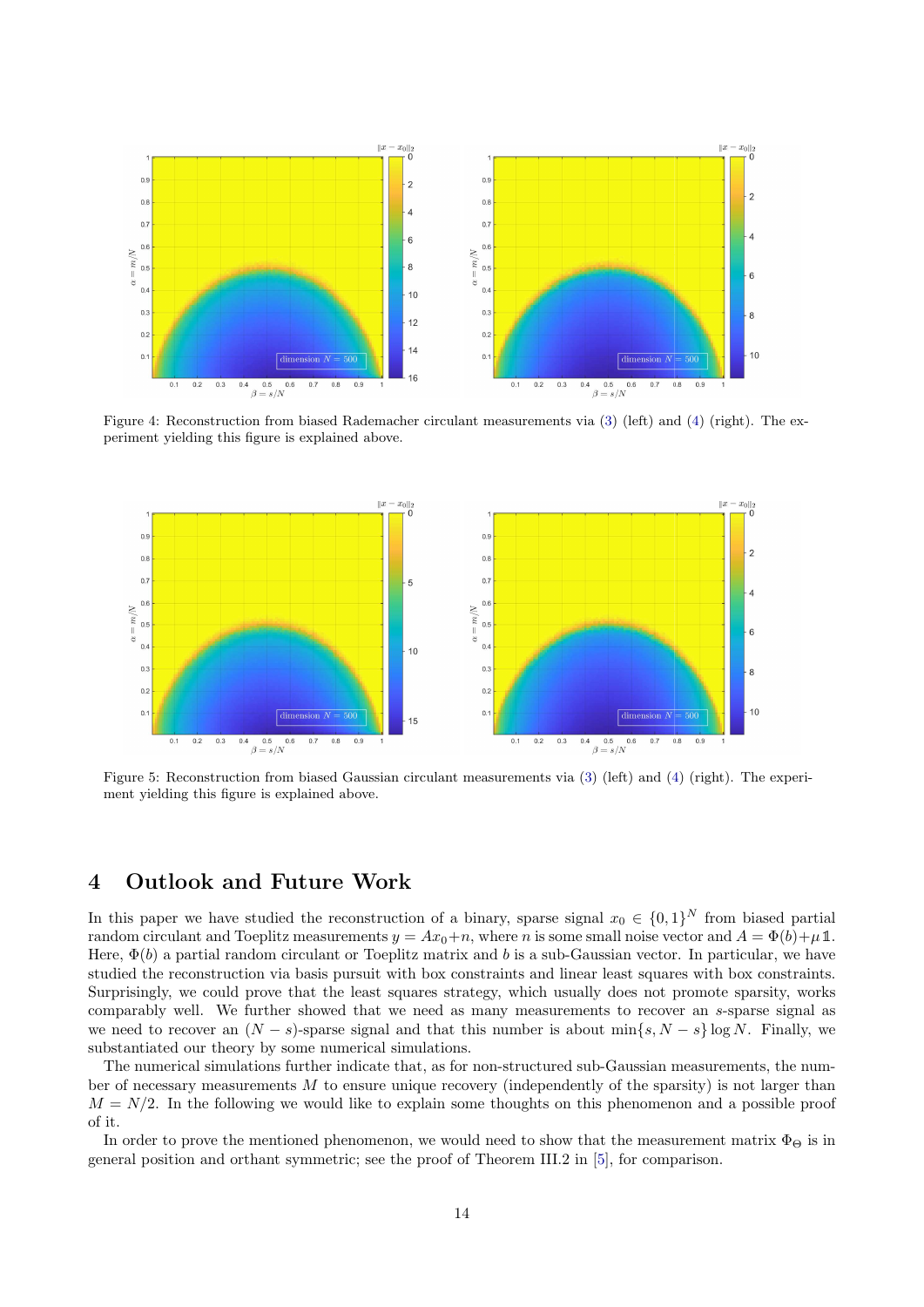Figure 4: Reconstruction from biased Rademacher circulant measurements via (3) (left) and (4) (right). The experiment yielding this figure is explained above.

Figure 5: Reconstruction from biased Gaussian circulant measurements via (3) (left) and (4) (right). The experiment yielding this figure is explained above.

# 4 Outlook and Future Work

In this paper we have studied the reconstruction of a binary, sparse signal $x_0 \in \{0,1\}^N$ from biased partial random circulant and Toeplitz measurements $y = Ax_0 + n$, where $n$ is some small noise vector and $A = \Phi(b) + \mu \mathbb{1}$. Here, $\Phi(b)$ a partial random circulant or Toeplitz matrix and $b$ is a sub-Gaussian vector. In particular, we have studied the reconstruction via basis pursuit with box constraints and linear least squares with box constraints. Surprisingly, we could prove that the least squares strategy, which usually does not promote sparsity, works comparably well. We further showed that we need as many measurements to recover an $s$-sparse signal as we need to recover an $(N-s)$-sparse signal and that this number is about $\min\{s, N-s\} \log N$. Finally, we substantiated our theory by some numerical simulations.

The numerical simulations further indicate that, as for non-structured sub-Gaussian measurements, the number of necessary measurements $M$ to ensure unique recovery (independently of the sparsity) is not larger than $M = N/2$. In the following we would like to explain some thoughts on this phenomenon and a possible proof of it.

In order to prove the mentioned phenomenon, we would need to show that the measurement matrix $\Phi_\Theta$ is in general position and orthant symmetric; see the proof of Theorem III.2 in [5], for comparison.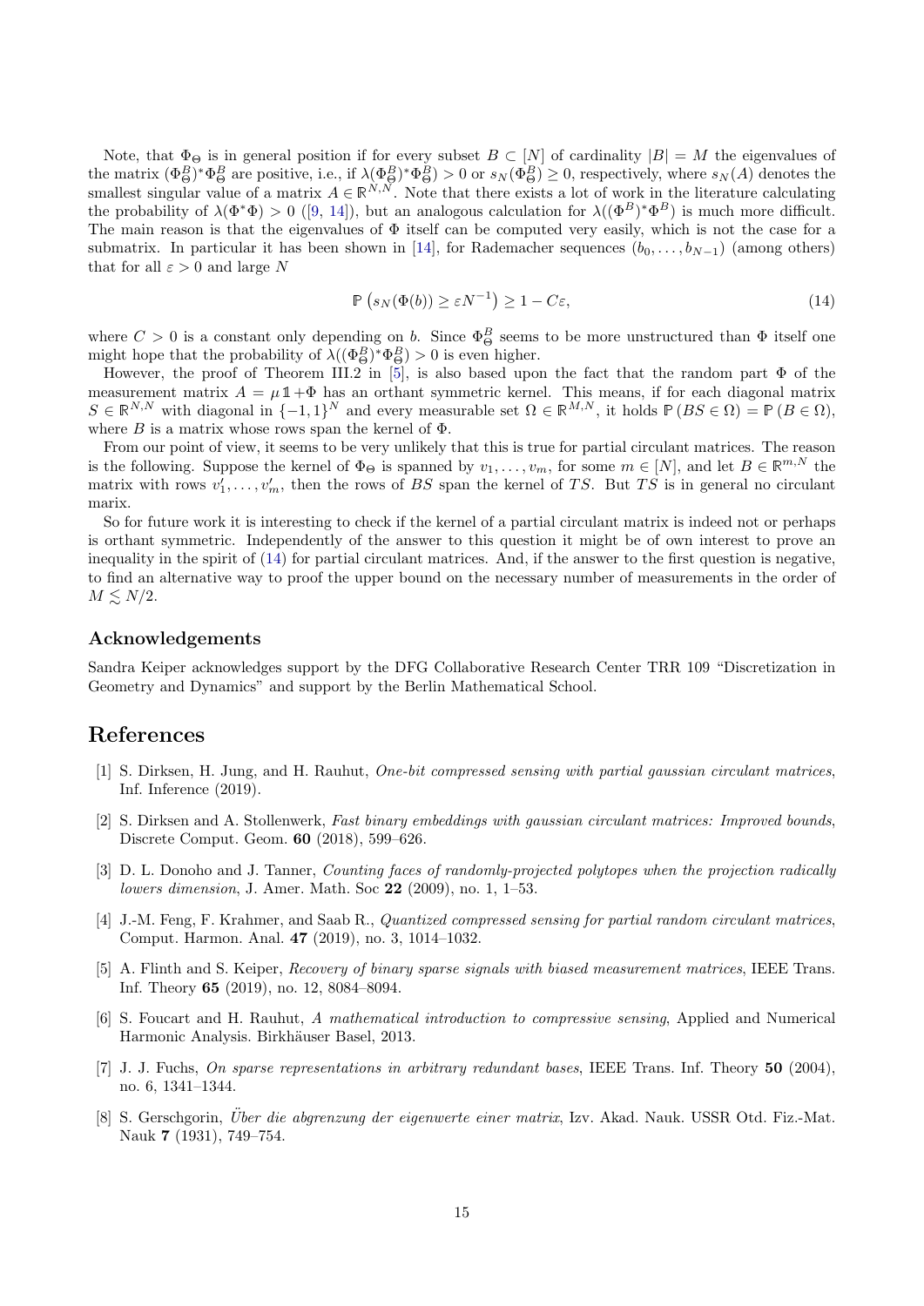Note, that $\Phi_\Theta$ is in general position if for every subset $B \subset [N]$ of cardinality $|B| = M$ the eigenvalues of the matrix $(\Phi_\Theta^B)^*\Phi_\Theta^B$ are positive, i.e., if $\lambda((\Phi_\Theta^B)^*\Phi_\Theta^B) > 0$ or $s_N(\Phi_\Theta^B) \geq 0$, respectively, where $s_N(A)$ denotes the smallest singular value of a matrix $A \in \mathbb{R}^{N,N}$. Note that there exists a lot of work in the literature calculating the probability of $\lambda(\Phi^*\Phi) > 0$ ([9, 14]), but an analogous calculation for $\lambda((\Phi^B)^*\Phi^B)$ is much more difficult. The main reason is that the eigenvalues of $\Phi$ itself can be computed very easily, which is not the case for a submatrix. In particular it has been shown in [14], for Rademacher sequences $(b_0, \ldots, b_{N-1})$ (among others) that for all $\varepsilon > 0$ and large $N$

$$\mathbb{P}\left(s_N(\Phi(b)) \geq \varepsilon N^{-1}\right) \geq 1 - C\varepsilon, \tag{14}$$

where $C > 0$ is a constant only depending on $b$. Since $\Phi_\Theta^B$ seems to be more unstructured than $\Phi$ itself one might hope that the probability of $\lambda((\Phi_\Theta^B)^*\Phi_\Theta^B) > 0$ is even higher.

However, the proof of Theorem III.2 in [5], is also based upon the fact that the random part $\Phi$ of the measurement matrix $A = \mu \mathbb{1} + \Phi$ has an orthant symmetric kernel. This means, if for each diagonal matrix $S \in \mathbb{R}^{N,N}$ with diagonal in $\{-1, 1\}^N$ and every measurable set $\Omega \in \mathbb{R}^{M,N}$, it holds $\mathbb{P}(BS \in \Omega) = \mathbb{P}(B \in \Omega)$, where $B$ is a matrix whose rows span the kernel of $\Phi$.

From our point of view, it seems to be very unlikely that this is true for partial circulant matrices. The reason is the following. Suppose the kernel of $\Phi_\Theta$ is spanned by $v_1, \ldots, v_m$, for some $m \in [N]$, and let $B \in \mathbb{R}^{m,N}$ the matrix with rows $v_1', \ldots, v_m'$, then the rows of $BS$ span the kernel of $TS$. But $TS$ is in general no circulant marix.

So for future work it is interesting to check if the kernel of a partial circulant matrix is indeed not or perhaps is orthant symmetric. Independently of the answer to this question it might be of own interest to prove an inequality in the spirit of (14) for partial circulant matrices. And, if the answer to the first question is negative, to find an alternative way to proof the upper bound on the necessary number of measurements in the order of $M \lesssim N/2$.

## Acknowledgements

Sandra Keiper acknowledges support by the DFG Collaborative Research Center TRR 109 "Discretization in Geometry and Dynamics" and support by the Berlin Mathematical School.

# References

[1] S. Dirksen, H. Jung, and H. Rauhut, *One-bit compressed sensing with partial gaussian circulant matrices*, Inf. Inference (2019).

[2] S. Dirksen and A. Stollenwerk, *Fast binary embeddings with gaussian circulant matrices: Improved bounds*, Discrete Comput. Geom. **60** (2018), 599–626.

[3] D. L. Donoho and J. Tanner, *Counting faces of randomly-projected polytopes when the projection radically lowers dimension*, J. Amer. Math. Soc **22** (2009), no. 1, 1–53.

[4] J.-M. Feng, F. Krahmer, and Saab R., *Quantized compressed sensing for partial random circulant matrices*, Comput. Harmon. Anal. **47** (2019), no. 3, 1014–1032.

[5] A. Flinth and S. Keiper, *Recovery of binary sparse signals with biased measurement matrices*, IEEE Trans. Inf. Theory **65** (2019), no. 12, 8084–8094.

[6] S. Foucart and H. Rauhut, *A mathematical introduction to compressive sensing*, Applied and Numerical Harmonic Analysis. Birkhäuser Basel, 2013.

[7] J. J. Fuchs, *On sparse representations in arbitrary redundant bases*, IEEE Trans. Inf. Theory **50** (2004), no. 6, 1341–1344.

[8] S. Gerschgorin, *Über die abgrenzung der eigenwerte einer matrix*, Izv. Akad. Nauk. USSR Otd. Fiz.-Mat. Nauk **7** (1931), 749–754.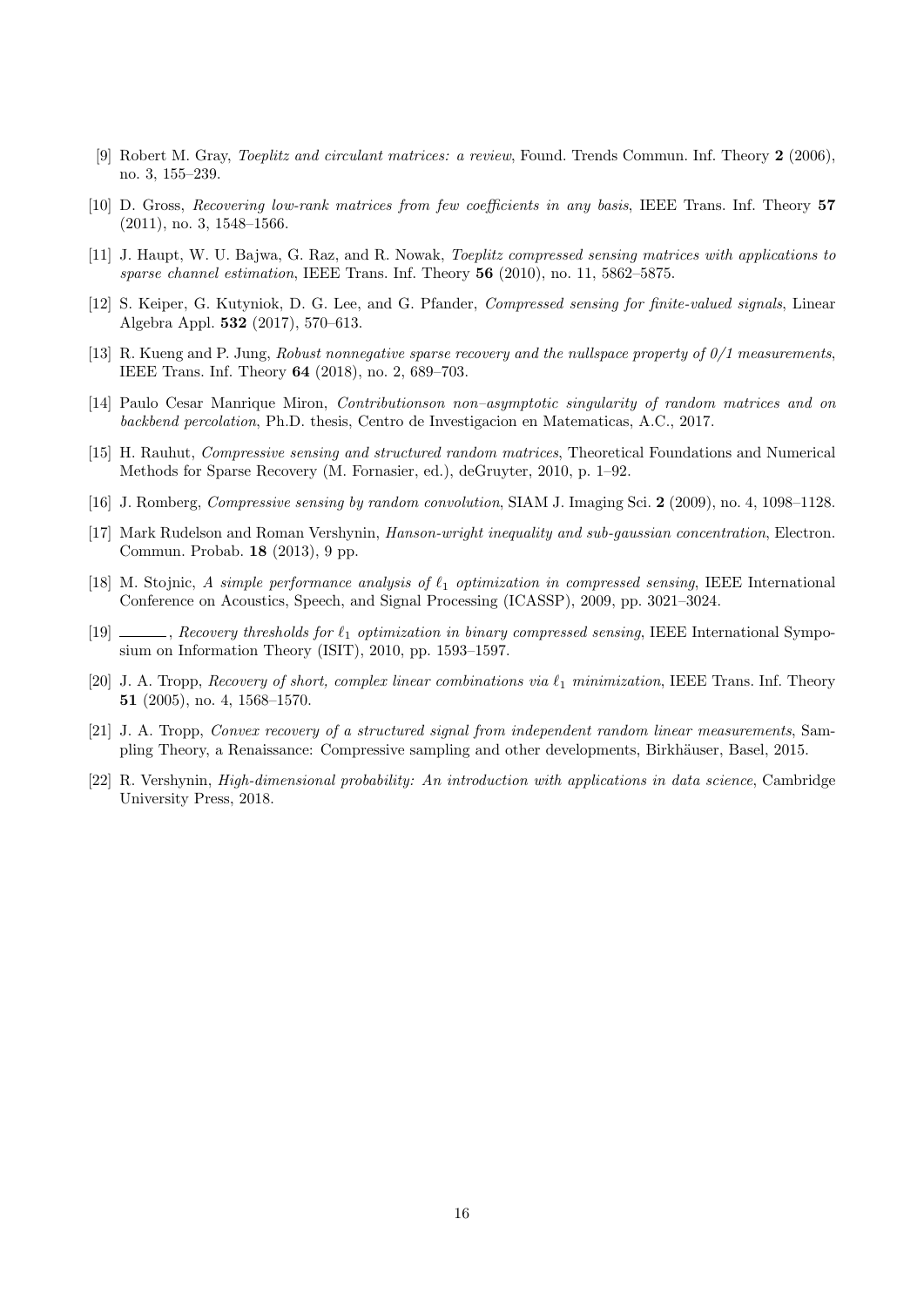[9] Robert M. Gray, *Toeplitz and circulant matrices: a review*, Found. Trends Commun. Inf. Theory **2** (2006), no. 3, 155–239.

[10] D. Gross, *Recovering low-rank matrices from few coefficients in any basis*, IEEE Trans. Inf. Theory **57** (2011), no. 3, 1548–1566.

[11] J. Haupt, W. U. Bajwa, G. Raz, and R. Nowak, *Toeplitz compressed sensing matrices with applications to sparse channel estimation*, IEEE Trans. Inf. Theory **56** (2010), no. 11, 5862–5875.

[12] S. Keiper, G. Kutyniok, D. G. Lee, and G. Pfander, *Compressed sensing for finite-valued signals*, Linear Algebra Appl. **532** (2017), 570–613.

[13] R. Kueng and P. Jung, *Robust nonnegative sparse recovery and the nullspace property of 0/1 measurements*, IEEE Trans. Inf. Theory **64** (2018), no. 2, 689–703.

[14] Paulo Cesar Manrique Miron, *Contributionson non–asymptotic singularity of random matrices and on backbend percolation*, Ph.D. thesis, Centro de Investigacion en Matematicas, A.C., 2017.

[15] H. Rauhut, *Compressive sensing and structured random matrices*, Theoretical Foundations and Numerical Methods for Sparse Recovery (M. Fornasier, ed.), deGruyter, 2010, p. 1–92.

[16] J. Romberg, *Compressive sensing by random convolution*, SIAM J. Imaging Sci. **2** (2009), no. 4, 1098–1128.

[17] Mark Rudelson and Roman Vershynin, *Hanson-wright inequality and sub-gaussian concentration*, Electron. Commun. Probab. **18** (2013), 9 pp.

[18] M. Stojnic, *A simple performance analysis of $\ell_1$ optimization in compressed sensing*, IEEE International Conference on Acoustics, Speech, and Signal Processing (ICASSP), 2009, pp. 3021–3024.

[19] ______, *Recovery thresholds for $\ell_1$ optimization in binary compressed sensing*, IEEE International Symposium on Information Theory (ISIT), 2010, pp. 1593–1597.

[20] J. A. Tropp, *Recovery of short, complex linear combinations via $\ell_1$ minimization*, IEEE Trans. Inf. Theory **51** (2005), no. 4, 1568–1570.

[21] J. A. Tropp, *Convex recovery of a structured signal from independent random linear measurements*, Sampling Theory, a Renaissance: Compressive sampling and other developments, Birkhäuser, Basel, 2015.

[22] R. Vershynin, *High-dimensional probability: An introduction with applications in data science*, Cambridge University Press, 2018.